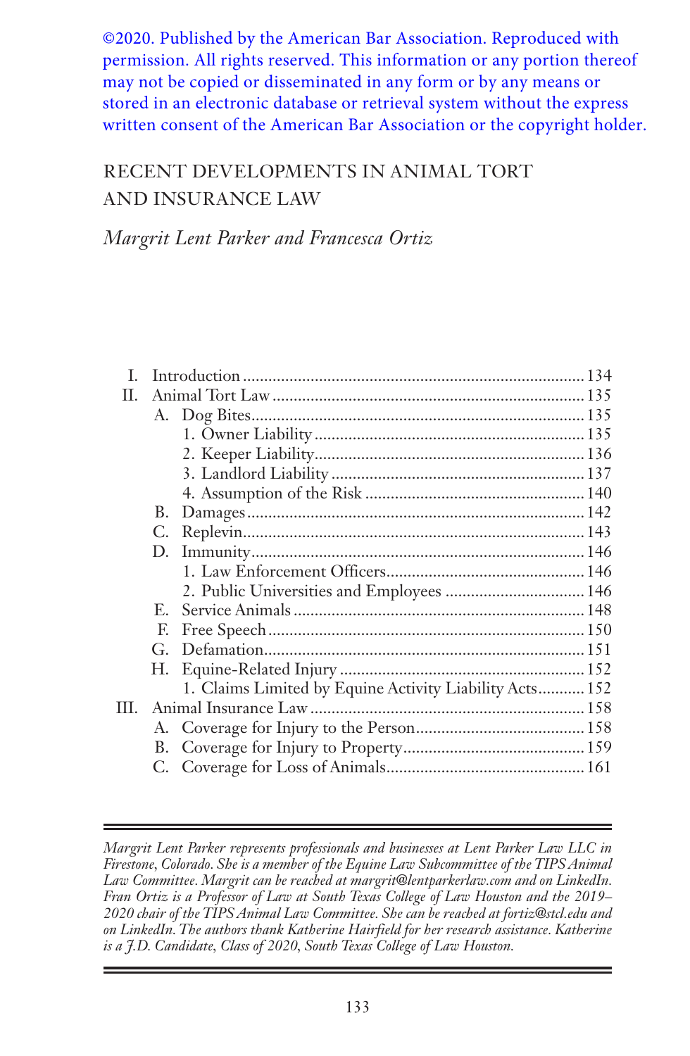©2020. Published by the American Bar Association. Reproduced with permission. All rights reserved. This information or any portion thereof may not be copied or disseminated in any form or by any means or stored in an electronic database or retrieval system without the express written consent of the American Bar Association or the copyright holder.

# RECENT DEVELOPMENTS IN ANIMAL TORT AND INSURANCE LAW

*Margrit Lent Parker and Francesca Ortiz*

- I. Introduction ............ 134
- II. Animal Tort Law ............ 135
  - A. Dog Bites ............ 135
    - 1. Owner Liability ............ 135
    - 2. Keeper Liability ............ 136
    - 3. Landlord Liability ............ 137
    - 4. Assumption of the Risk ............ 140
  - B. Damages ............ 142
  - C. Replevin ............ 143
  - D. Immunity ............ 146
    - 1. Law Enforcement Officers ............ 146
    - 2. Public Universities and Employees ............ 146
  - E. Service Animals ............ 148
  - F. Free Speech ............ 150
  - G. Defamation ............ 151
  - H. Equine-Related Injury ............ 152
    - 1. Claims Limited by Equine Activity Liability Acts ............ 152
- III. Animal Insurance Law ............ 158
  - A. Coverage for Injury to the Person ............ 158
  - B. Coverage for Injury to Property ............ 159
  - C. Coverage for Loss of Animals ............ 161

---

*Margrit Lent Parker represents professionals and businesses at Lent Parker Law LLC in Firestone, Colorado. She is a member of the Equine Law Subcommittee of the TIPS Animal Law Committee. Margrit can be reached at margrit@lentparkerlaw.com and on LinkedIn. Fran Ortiz is a Professor of Law at South Texas College of Law Houston and the 2019–2020 chair of the TIPS Animal Law Committee. She can be reached at fortiz@stcl.edu and on LinkedIn. The authors thank Katherine Hairfield for her research assistance. Katherine is a J.D. Candidate, Class of 2020, South Texas College of Law Houston.*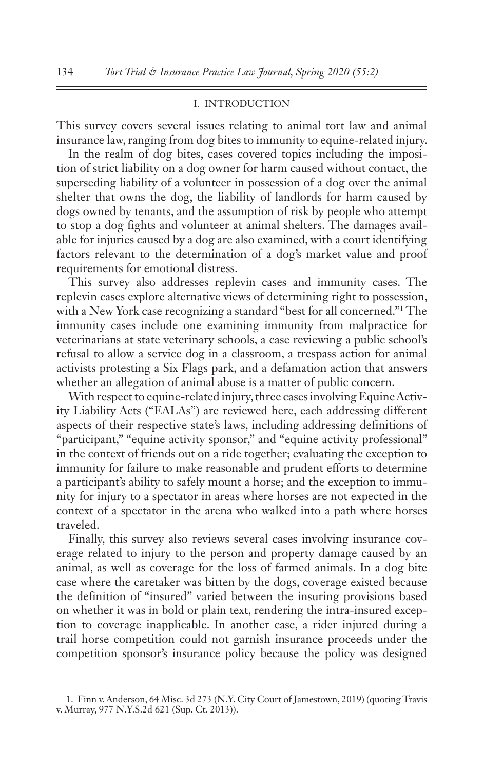## I. INTRODUCTION

This survey covers several issues relating to animal tort law and animal insurance law, ranging from dog bites to immunity to equine-related injury.

In the realm of dog bites, cases covered topics including the imposition of strict liability on a dog owner for harm caused without contact, the superseding liability of a volunteer in possession of a dog over the animal shelter that owns the dog, the liability of landlords for harm caused by dogs owned by tenants, and the assumption of risk by people who attempt to stop a dog fights and volunteer at animal shelters. The damages available for injuries caused by a dog are also examined, with a court identifying factors relevant to the determination of a dog's market value and proof requirements for emotional distress.

This survey also addresses replevin cases and immunity cases. The replevin cases explore alternative views of determining right to possession, with a New York case recognizing a standard "best for all concerned."[1] The immunity cases include one examining immunity from malpractice for veterinarians at state veterinary schools, a case reviewing a public school's refusal to allow a service dog in a classroom, a trespass action for animal activists protesting a Six Flags park, and a defamation action that answers whether an allegation of animal abuse is a matter of public concern.

With respect to equine-related injury, three cases involving Equine Activity Liability Acts ("EALAs") are reviewed here, each addressing different aspects of their respective state's laws, including addressing definitions of "participant," "equine activity sponsor," and "equine activity professional" in the context of friends out on a ride together; evaluating the exception to immunity for failure to make reasonable and prudent efforts to determine a participant's ability to safely mount a horse; and the exception to immunity for injury to a spectator in areas where horses are not expected in the context of a spectator in the arena who walked into a path where horses traveled.

Finally, this survey also reviews several cases involving insurance coverage related to injury to the person and property damage caused by an animal, as well as coverage for the loss of farmed animals. In a dog bite case where the caretaker was bitten by the dogs, coverage existed because the definition of "insured" varied between the insuring provisions based on whether it was in bold or plain text, rendering the intra-insured exception to coverage inapplicable. In another case, a rider injured during a trail horse competition could not garnish insurance proceeds under the competition sponsor's insurance policy because the policy was designed

---

1. Finn v. Anderson, 64 Misc. 3d 273 (N.Y. City Court of Jamestown, 2019) (quoting Travis v. Murray, 977 N.Y.S.2d 621 (Sup. Ct. 2013)).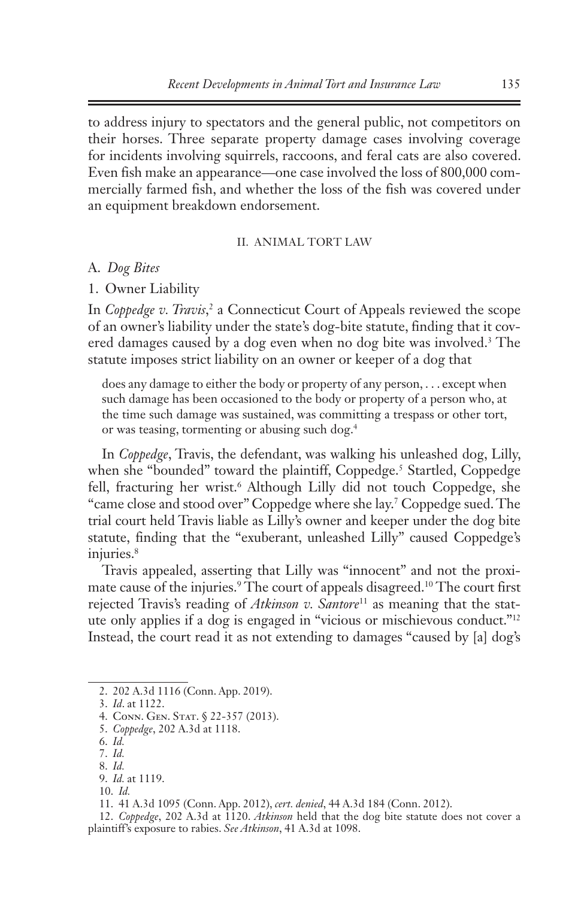to address injury to spectators and the general public, not competitors on their horses. Three separate property damage cases involving coverage for incidents involving squirrels, raccoons, and feral cats are also covered. Even fish make an appearance—one case involved the loss of 800,000 commercially farmed fish, and whether the loss of the fish was covered under an equipment breakdown endorsement.

## II. Animal Tort Law

### A. *Dog Bites*

#### 1. Owner Liability

In *Coppedge v. Travis*,[2] a Connecticut Court of Appeals reviewed the scope of an owner's liability under the state's dog-bite statute, finding that it covered damages caused by a dog even when no dog bite was involved.[3] The statute imposes strict liability on an owner or keeper of a dog that

> does any damage to either the body or property of any person, . . . except when such damage has been occasioned to the body or property of a person who, at the time such damage was sustained, was committing a trespass or other tort, or was teasing, tormenting or abusing such dog.[4]

In *Coppedge*, Travis, the defendant, was walking his unleashed dog, Lilly, when she "bounded" toward the plaintiff, Coppedge.[5] Startled, Coppedge fell, fracturing her wrist.[6] Although Lilly did not touch Coppedge, she "came close and stood over" Coppedge where she lay.[7] Coppedge sued. The trial court held Travis liable as Lilly's owner and keeper under the dog bite statute, finding that the "exuberant, unleashed Lilly" caused Coppedge's injuries.[8]

Travis appealed, asserting that Lilly was "innocent" and not the proximate cause of the injuries.[9] The court of appeals disagreed.[10] The court first rejected Travis's reading of *Atkinson v. Santore*[11] as meaning that the statute only applies if a dog is engaged in "vicious or mischievous conduct."[12] Instead, the court read it as not extending to damages "caused by [a] dog's

---

2. 202 A.3d 1116 (Conn. App. 2019).

3. *Id*. at 1122.

4. Conn. Gen. Stat. § 22-357 (2013).

5. *Coppedge*, 202 A.3d at 1118.

6. *Id.*

7. *Id.*

8. *Id.*

9. *Id.* at 1119.

10. *Id.*

11. 41 A.3d 1095 (Conn. App. 2012), *cert. denied*, 44 A.3d 184 (Conn. 2012).

12. *Coppedge*, 202 A.3d at 1120. *Atkinson* held that the dog bite statute does not cover a plaintiff's exposure to rabies. *See Atkinson*, 41 A.3d at 1098.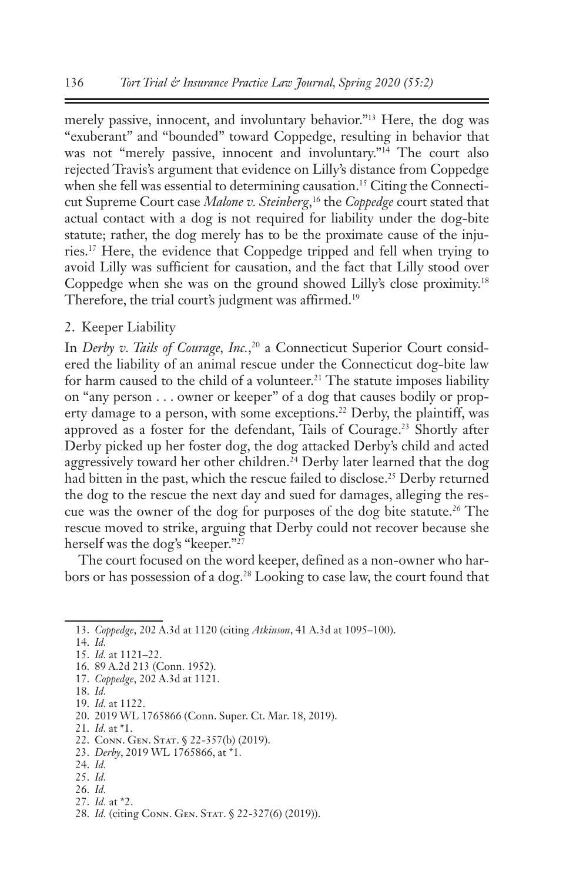merely passive, innocent, and involuntary behavior."[13] Here, the dog was "exuberant" and "bounded" toward Coppedge, resulting in behavior that was not "merely passive, innocent and involuntary."[14] The court also rejected Travis's argument that evidence on Lilly's distance from Coppedge when she fell was essential to determining causation.[15] Citing the Connecticut Supreme Court case *Malone v. Steinberg*,[16] the *Coppedge* court stated that actual contact with a dog is not required for liability under the dog-bite statute; rather, the dog merely has to be the proximate cause of the injuries.[17] Here, the evidence that Coppedge tripped and fell when trying to avoid Lilly was sufficient for causation, and the fact that Lilly stood over Coppedge when she was on the ground showed Lilly's close proximity.[18] Therefore, the trial court's judgment was affirmed.[19]

### 2. Keeper Liability

In *Derby v. Tails of Courage, Inc.*,[20] a Connecticut Superior Court considered the liability of an animal rescue under the Connecticut dog-bite law for harm caused to the child of a volunteer.[21] The statute imposes liability on "any person . . . owner or keeper" of a dog that causes bodily or property damage to a person, with some exceptions.[22] Derby, the plaintiff, was approved as a foster for the defendant, Tails of Courage.[23] Shortly after Derby picked up her foster dog, the dog attacked Derby's child and acted aggressively toward her other children.[24] Derby later learned that the dog had bitten in the past, which the rescue failed to disclose.[25] Derby returned the dog to the rescue the next day and sued for damages, alleging the rescue was the owner of the dog for purposes of the dog bite statute.[26] The rescue moved to strike, arguing that Derby could not recover because she herself was the dog's "keeper."[27]

The court focused on the word keeper, defined as a non-owner who harbors or has possession of a dog.[28] Looking to case law, the court found that

---

13. *Coppedge*, 202 A.3d at 1120 (citing *Atkinson*, 41 A.3d at 1095–100).
14. *Id.*
15. *Id.* at 1121–22.
16. 89 A.2d 213 (Conn. 1952).
17. *Coppedge*, 202 A.3d at 1121.
18. *Id.*
19. *Id.* at 1122.
20. 2019 WL 1765866 (Conn. Super. Ct. Mar. 18, 2019).
21. *Id.* at *1.
22. Conn. Gen. Stat. § 22-357(b) (2019).
23. *Derby*, 2019 WL 1765866, at *1.
24. *Id.*
25. *Id.*
26. *Id.*
27. *Id.* at *2.
28. *Id.* (citing Conn. Gen. Stat. § 22-327(6) (2019)).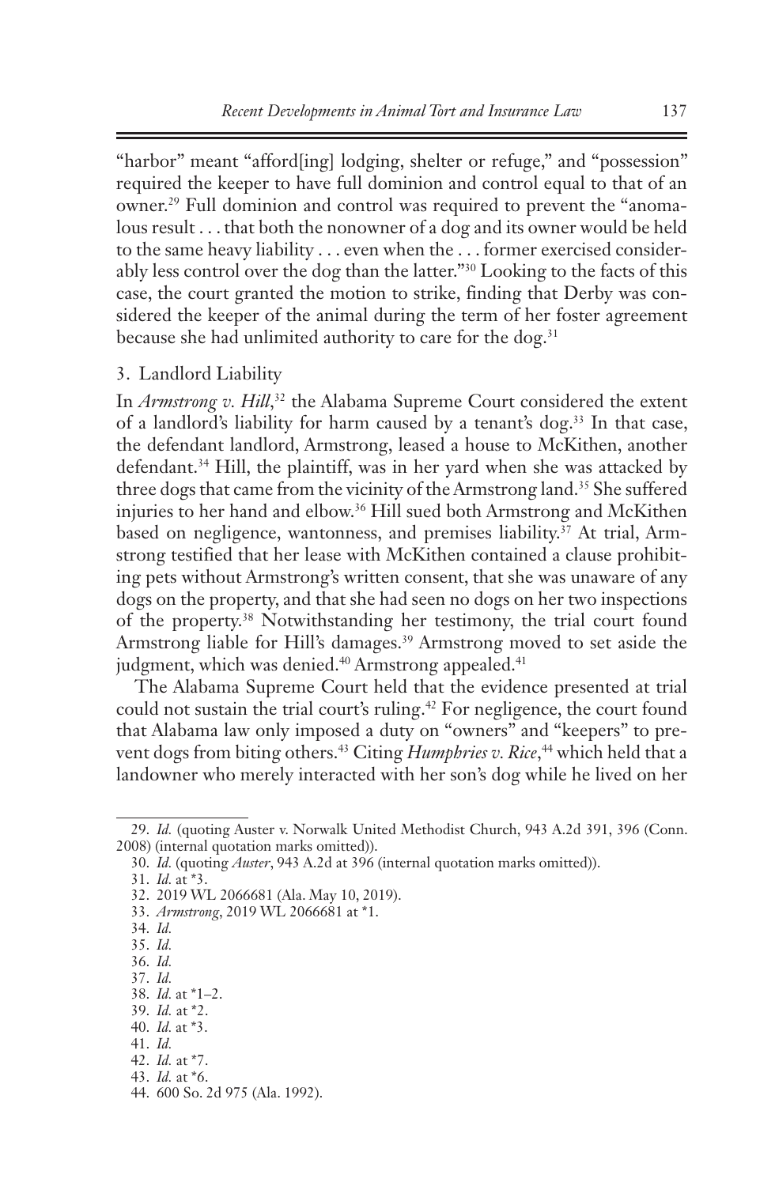"harbor" meant "afford[ing] lodging, shelter or refuge," and "possession" required the keeper to have full dominion and control equal to that of an owner.[29] Full dominion and control was required to prevent the "anomalous result . . . that both the nonowner of a dog and its owner would be held to the same heavy liability . . . even when the . . . former exercised considerably less control over the dog than the latter."[30] Looking to the facts of this case, the court granted the motion to strike, finding that Derby was considered the keeper of the animal during the term of her foster agreement because she had unlimited authority to care for the dog.[31]

### 3. Landlord Liability

In *Armstrong v. Hill*,[32] the Alabama Supreme Court considered the extent of a landlord's liability for harm caused by a tenant's dog.[33] In that case, the defendant landlord, Armstrong, leased a house to McKithen, another defendant.[34] Hill, the plaintiff, was in her yard when she was attacked by three dogs that came from the vicinity of the Armstrong land.[35] She suffered injuries to her hand and elbow.[36] Hill sued both Armstrong and McKithen based on negligence, wantonness, and premises liability.[37] At trial, Armstrong testified that her lease with McKithen contained a clause prohibiting pets without Armstrong's written consent, that she was unaware of any dogs on the property, and that she had seen no dogs on her two inspections of the property.[38] Notwithstanding her testimony, the trial court found Armstrong liable for Hill's damages.[39] Armstrong moved to set aside the judgment, which was denied.[40] Armstrong appealed.[41]

The Alabama Supreme Court held that the evidence presented at trial could not sustain the trial court's ruling.[42] For negligence, the court found that Alabama law only imposed a duty on "owners" and "keepers" to prevent dogs from biting others.[43] Citing *Humphries v. Rice*,[44] which held that a landowner who merely interacted with her son's dog while he lived on her

---

29. *Id.* (quoting Auster v. Norwalk United Methodist Church, 943 A.2d 391, 396 (Conn. 2008) (internal quotation marks omitted)).

30. *Id.* (quoting *Auster*, 943 A.2d at 396 (internal quotation marks omitted)).

31. *Id.* at *3.

32. 2019 WL 2066681 (Ala. May 10, 2019).

33. *Armstrong*, 2019 WL 2066681 at *1.

34. *Id.*

35. *Id.*

36. *Id.*

37. *Id.*

38. *Id.* at *1–2.

39. *Id.* at *2.

40. *Id.* at *3.

41. *Id.*

42. *Id.* at *7.

43. *Id.* at *6.

44. 600 So. 2d 975 (Ala. 1992).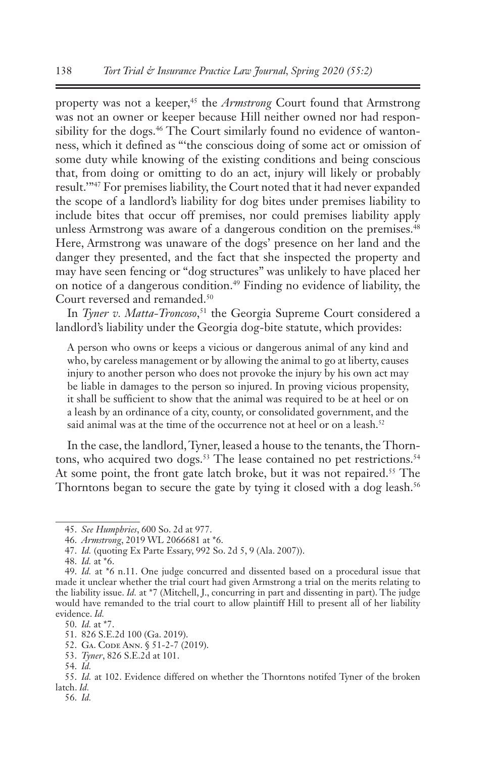property was not a keeper,[45] the *Armstrong* Court found that Armstrong was not an owner or keeper because Hill neither owned nor had responsibility for the dogs.[46] The Court similarly found no evidence of wantonness, which it defined as "'the conscious doing of some act or omission of some duty while knowing of the existing conditions and being conscious that, from doing or omitting to do an act, injury will likely or probably result.'"[47] For premises liability, the Court noted that it had never expanded the scope of a landlord's liability for dog bites under premises liability to include bites that occur off premises, nor could premises liability apply unless Armstrong was aware of a dangerous condition on the premises.[48] Here, Armstrong was unaware of the dogs' presence on her land and the danger they presented, and the fact that she inspected the property and may have seen fencing or "dog structures" was unlikely to have placed her on notice of a dangerous condition.[49] Finding no evidence of liability, the Court reversed and remanded.[50]

In *Tyner v. Matta-Troncoso*,[51] the Georgia Supreme Court considered a landlord's liability under the Georgia dog-bite statute, which provides:

> A person who owns or keeps a vicious or dangerous animal of any kind and who, by careless management or by allowing the animal to go at liberty, causes injury to another person who does not provoke the injury by his own act may be liable in damages to the person so injured. In proving vicious propensity, it shall be sufficient to show that the animal was required to be at heel or on a leash by an ordinance of a city, county, or consolidated government, and the said animal was at the time of the occurrence not at heel or on a leash.[52]

In the case, the landlord, Tyner, leased a house to the tenants, the Thorntons, who acquired two dogs.[53] The lease contained no pet restrictions.[54] At some point, the front gate latch broke, but it was not repaired.[55] The Thorntons began to secure the gate by tying it closed with a dog leash.[56]

---

45. *See Humphries*, 600 So. 2d at 977.

46. *Armstrong*, 2019 WL 2066681 at *6.

47. *Id.* (quoting Ex Parte Essary, 992 So. 2d 5, 9 (Ala. 2007)).

48. *Id.* at *6.

49. *Id.* at *6 n.11. One judge concurred and dissented based on a procedural issue that made it unclear whether the trial court had given Armstrong a trial on the merits relating to the liability issue. *Id.* at *7 (Mitchell, J., concurring in part and dissenting in part). The judge would have remanded to the trial court to allow plaintiff Hill to present all of her liability evidence. *Id.*

50. *Id.* at *7.

51. 826 S.E.2d 100 (Ga. 2019).

52. Ga. Code Ann. § 51-2-7 (2019).

53. *Tyner*, 826 S.E.2d at 101.

54. *Id.*

55. *Id.* at 102. Evidence differed on whether the Thorntons notifed Tyner of the broken latch. *Id.*

56. *Id.*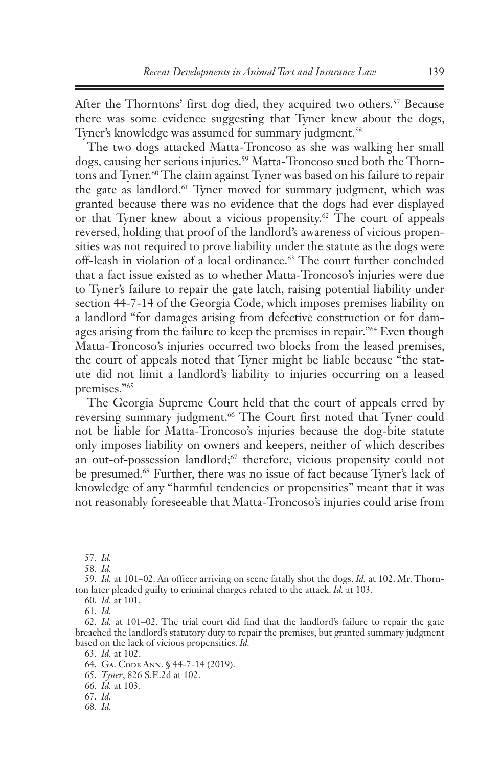After the Thorntons' first dog died, they acquired two others.[57] Because there was some evidence suggesting that Tyner knew about the dogs, Tyner's knowledge was assumed for summary judgment.[58]

The two dogs attacked Matta-Troncoso as she was walking her small dogs, causing her serious injuries.[59] Matta-Troncoso sued both the Thorntons and Tyner.[60] The claim against Tyner was based on his failure to repair the gate as landlord.[61] Tyner moved for summary judgment, which was granted because there was no evidence that the dogs had ever displayed or that Tyner knew about a vicious propensity.[62] The court of appeals reversed, holding that proof of the landlord's awareness of vicious propensities was not required to prove liability under the statute as the dogs were off-leash in violation of a local ordinance.[63] The court further concluded that a fact issue existed as to whether Matta-Troncoso's injuries were due to Tyner's failure to repair the gate latch, raising potential liability under section 44-7-14 of the Georgia Code, which imposes premises liability on a landlord "for damages arising from defective construction or for damages arising from the failure to keep the premises in repair."[64] Even though Matta-Troncoso's injuries occurred two blocks from the leased premises, the court of appeals noted that Tyner might be liable because "the statute did not limit a landlord's liability to injuries occurring on a leased premises."[65]

The Georgia Supreme Court held that the court of appeals erred by reversing summary judgment.[66] The Court first noted that Tyner could not be liable for Matta-Troncoso's injuries because the dog-bite statute only imposes liability on owners and keepers, neither of which describes an out-of-possession landlord;[67] therefore, vicious propensity could not be presumed.[68] Further, there was no issue of fact because Tyner's lack of knowledge of any "harmful tendencies or propensities" meant that it was not reasonably foreseeable that Matta-Troncoso's injuries could arise from

---

57. *Id.*

58. *Id.*

59. *Id.* at 101–02. An officer arriving on scene fatally shot the dogs. *Id.* at 102. Mr. Thornton later pleaded guilty to criminal charges related to the attack. *Id.* at 103.

60. *Id.* at 101.

61. *Id.*

62. *Id.* at 101–02. The trial court did find that the landlord's failure to repair the gate breached the landlord's statutory duty to repair the premises, but granted summary judgment based on the lack of vicious propensities. *Id.*

63. *Id.* at 102.

64. Ga. Code Ann. § 44-7-14 (2019).

65. *Tyner*, 826 S.E.2d at 102.

66. *Id.* at 103.

67. *Id.*

68. *Id.*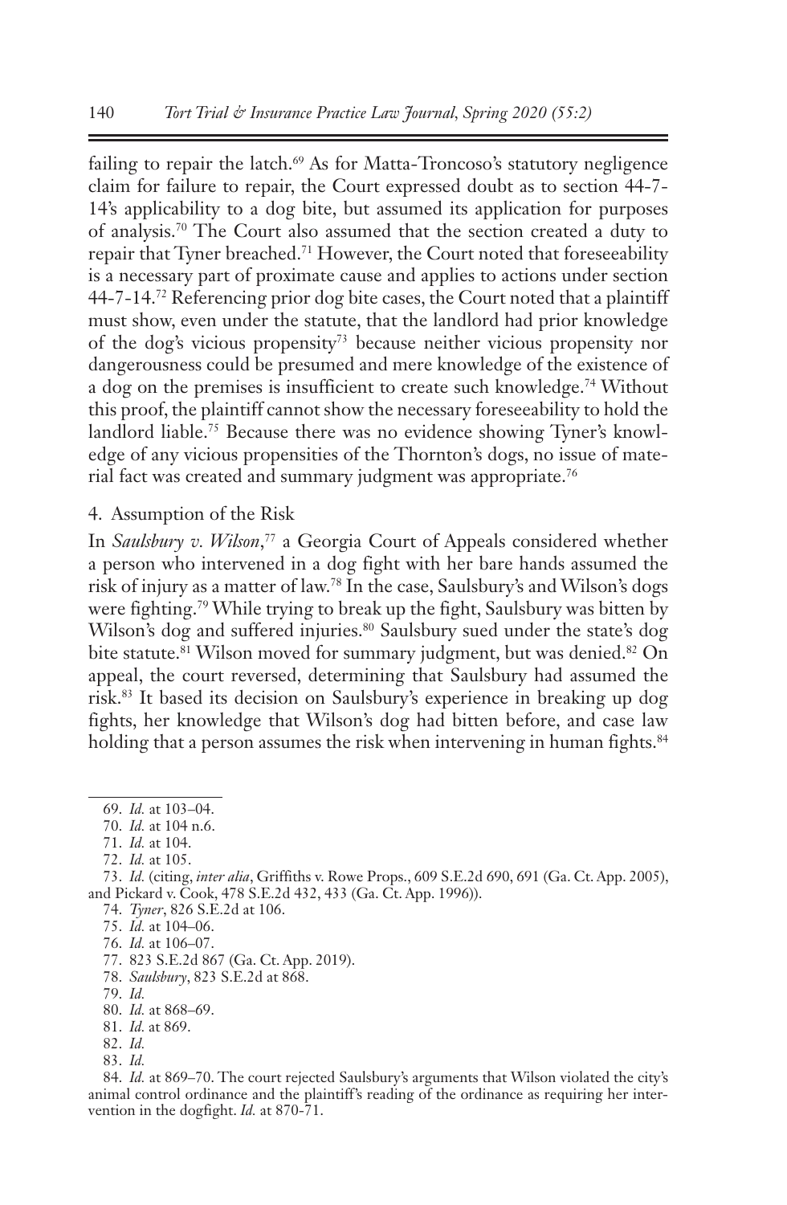failing to repair the latch.[69] As for Matta-Troncoso's statutory negligence claim for failure to repair, the Court expressed doubt as to section 44-7-14's applicability to a dog bite, but assumed its application for purposes of analysis.[70] The Court also assumed that the section created a duty to repair that Tyner breached.[71] However, the Court noted that foreseeability is a necessary part of proximate cause and applies to actions under section 44-7-14.[72] Referencing prior dog bite cases, the Court noted that a plaintiff must show, even under the statute, that the landlord had prior knowledge of the dog's vicious propensity[73] because neither vicious propensity nor dangerousness could be presumed and mere knowledge of the existence of a dog on the premises is insufficient to create such knowledge.[74] Without this proof, the plaintiff cannot show the necessary foreseeability to hold the landlord liable.[75] Because there was no evidence showing Tyner's knowledge of any vicious propensities of the Thornton's dogs, no issue of material fact was created and summary judgment was appropriate.[76]

### 4. Assumption of the Risk

In *Saulsbury v. Wilson*,[77] a Georgia Court of Appeals considered whether a person who intervened in a dog fight with her bare hands assumed the risk of injury as a matter of law.[78] In the case, Saulsbury's and Wilson's dogs were fighting.[79] While trying to break up the fight, Saulsbury was bitten by Wilson's dog and suffered injuries.[80] Saulsbury sued under the state's dog bite statute.[81] Wilson moved for summary judgment, but was denied.[82] On appeal, the court reversed, determining that Saulsbury had assumed the risk.[83] It based its decision on Saulsbury's experience in breaking up dog fights, her knowledge that Wilson's dog had bitten before, and case law holding that a person assumes the risk when intervening in human fights.[84]

---

69. *Id.* at 103–04.

70. *Id.* at 104 n.6.

71. *Id.* at 104.

72. *Id.* at 105.

73. *Id.* (citing, *inter alia*, Griffiths v. Rowe Props., 609 S.E.2d 690, 691 (Ga. Ct. App. 2005), and Pickard v. Cook, 478 S.E.2d 432, 433 (Ga. Ct. App. 1996)).

74. *Tyner*, 826 S.E.2d at 106.

75. *Id.* at 104–06.

76. *Id.* at 106–07.

77. 823 S.E.2d 867 (Ga. Ct. App. 2019).

78. *Saulsbury*, 823 S.E.2d at 868.

79. *Id.*

80. *Id.* at 868–69.

81. *Id.* at 869.

82. *Id.*

83. *Id.*

84. *Id.* at 869–70. The court rejected Saulsbury's arguments that Wilson violated the city's animal control ordinance and the plaintiff's reading of the ordinance as requiring her intervention in the dogfight. *Id.* at 870-71.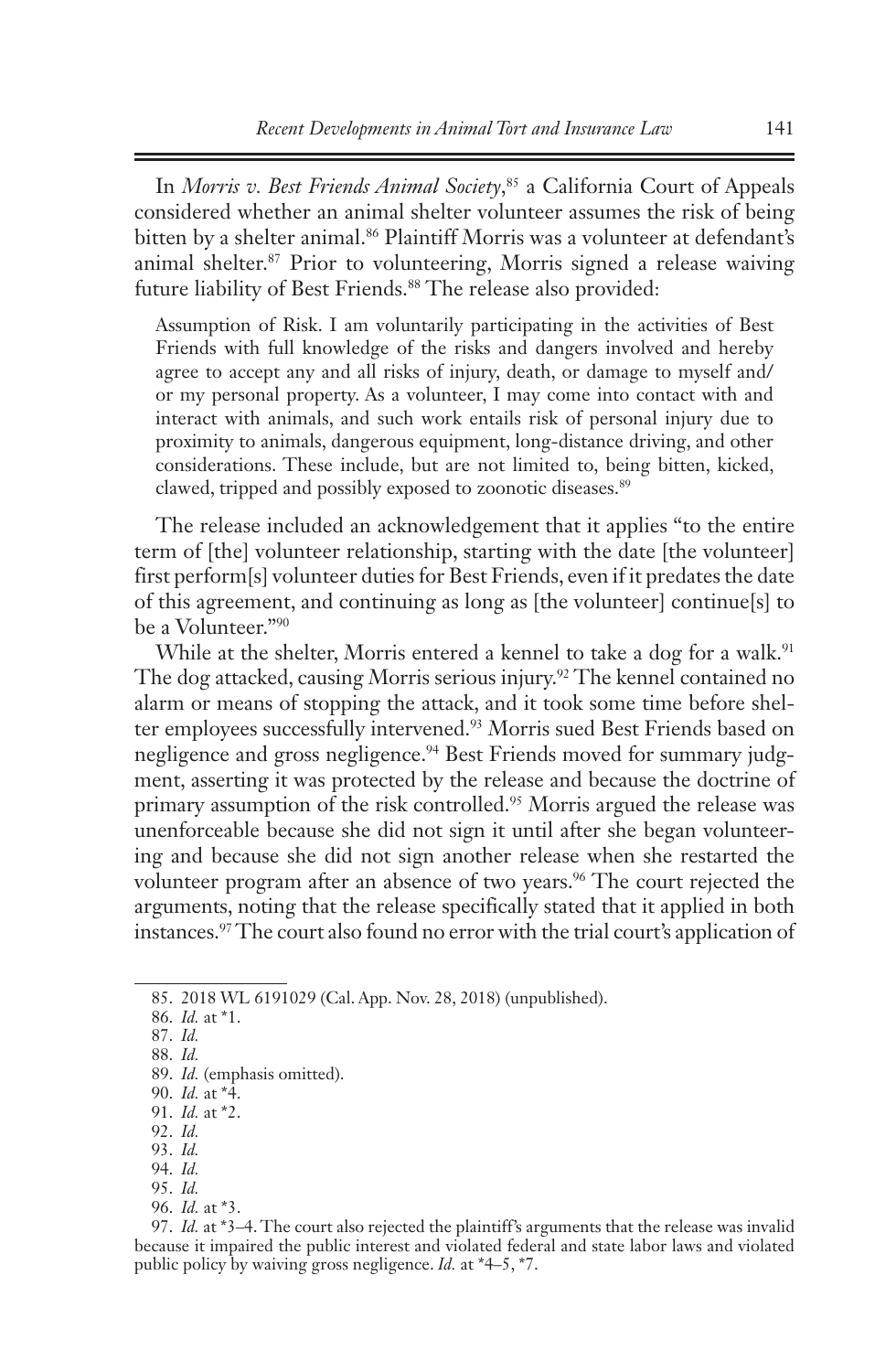In *Morris v. Best Friends Animal Society*,[85] a California Court of Appeals considered whether an animal shelter volunteer assumes the risk of being bitten by a shelter animal.[86] Plaintiff Morris was a volunteer at defendant's animal shelter.[87] Prior to volunteering, Morris signed a release waiving future liability of Best Friends.[88] The release also provided:

> Assumption of Risk. I am voluntarily participating in the activities of Best Friends with full knowledge of the risks and dangers involved and hereby agree to accept any and all risks of injury, death, or damage to myself and/or my personal property. As a volunteer, I may come into contact with and interact with animals, and such work entails risk of personal injury due to proximity to animals, dangerous equipment, long-distance driving, and other considerations. These include, but are not limited to, being bitten, kicked, clawed, tripped and possibly exposed to zoonotic diseases.[89]

The release included an acknowledgement that it applies "to the entire term of [the] volunteer relationship, starting with the date [the volunteer] first perform[s] volunteer duties for Best Friends, even if it predates the date of this agreement, and continuing as long as [the volunteer] continue[s] to be a Volunteer."[90]

While at the shelter, Morris entered a kennel to take a dog for a walk.[91] The dog attacked, causing Morris serious injury.[92] The kennel contained no alarm or means of stopping the attack, and it took some time before shelter employees successfully intervened.[93] Morris sued Best Friends based on negligence and gross negligence.[94] Best Friends moved for summary judgment, asserting it was protected by the release and because the doctrine of primary assumption of the risk controlled.[95] Morris argued the release was unenforceable because she did not sign it until after she began volunteering and because she did not sign another release when she restarted the volunteer program after an absence of two years.[96] The court rejected the arguments, noting that the release specifically stated that it applied in both instances.[97] The court also found no error with the trial court's application of

---

85. 2018 WL 6191029 (Cal. App. Nov. 28, 2018) (unpublished).

86. *Id.* at *1.

87. *Id.*

88. *Id.*

89. *Id.* (emphasis omitted).

90. *Id.* at *4.

91. *Id.* at *2.

92. *Id.*

93. *Id.*

94. *Id.*

95. *Id.*

96. *Id.* at *3.

97. *Id.* at *3–4. The court also rejected the plaintiff's arguments that the release was invalid because it impaired the public interest and violated federal and state labor laws and violated public policy by waiving gross negligence. *Id.* at *4–5, *7.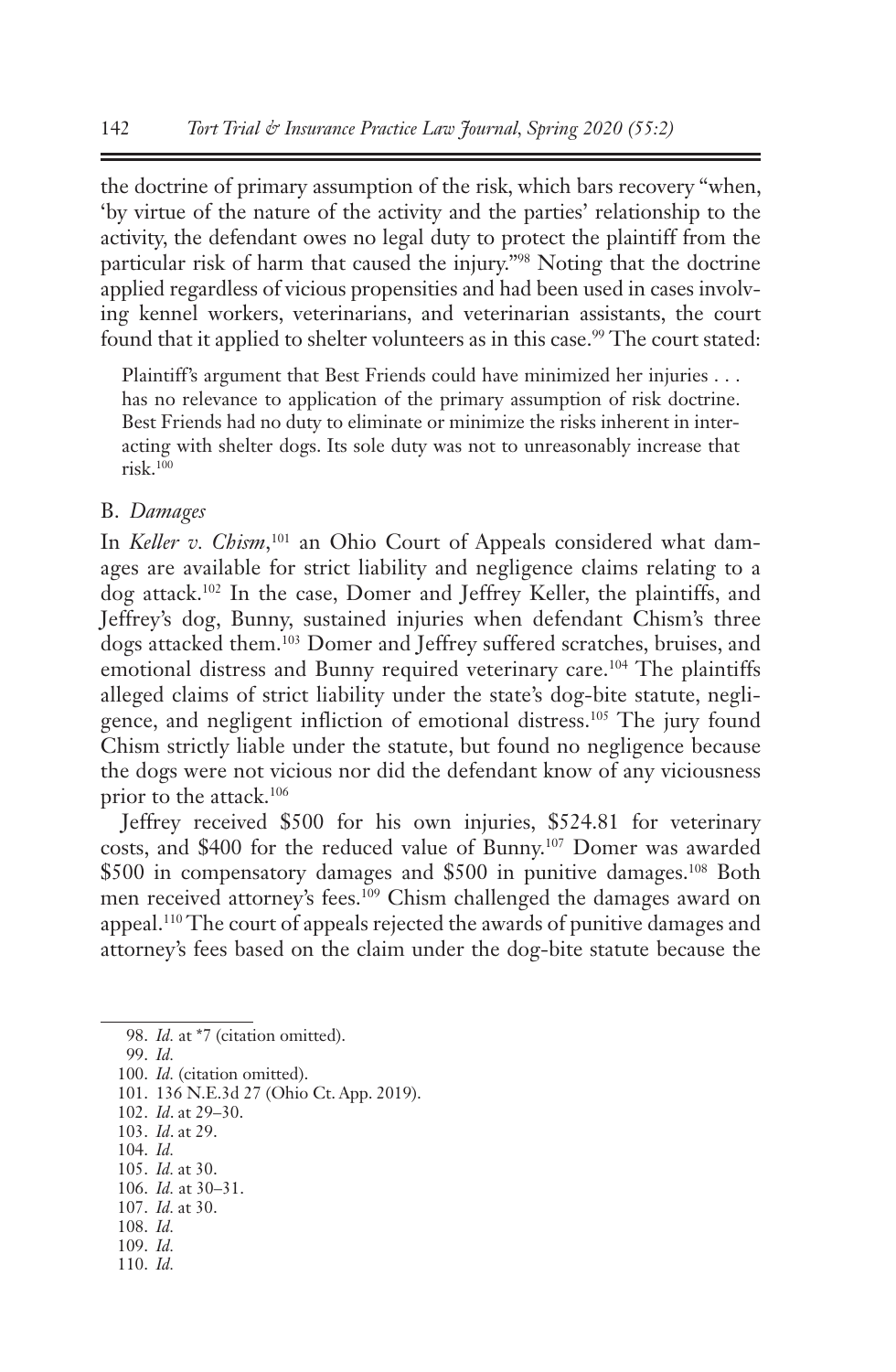the doctrine of primary assumption of the risk, which bars recovery "when, 'by virtue of the nature of the activity and the parties' relationship to the activity, the defendant owes no legal duty to protect the plaintiff from the particular risk of harm that caused the injury."[98] Noting that the doctrine applied regardless of vicious propensities and had been used in cases involving kennel workers, veterinarians, and veterinarian assistants, the court found that it applied to shelter volunteers as in this case.[99] The court stated:

> Plaintiff's argument that Best Friends could have minimized her injuries . . . has no relevance to application of the primary assumption of risk doctrine. Best Friends had no duty to eliminate or minimize the risks inherent in interacting with shelter dogs. Its sole duty was not to unreasonably increase that risk.[100]

### B. *Damages*

In *Keller v. Chism*,[101] an Ohio Court of Appeals considered what damages are available for strict liability and negligence claims relating to a dog attack.[102] In the case, Domer and Jeffrey Keller, the plaintiffs, and Jeffrey's dog, Bunny, sustained injuries when defendant Chism's three dogs attacked them.[103] Domer and Jeffrey suffered scratches, bruises, and emotional distress and Bunny required veterinary care.[104] The plaintiffs alleged claims of strict liability under the state's dog-bite statute, negligence, and negligent infliction of emotional distress.[105] The jury found Chism strictly liable under the statute, but found no negligence because the dogs were not vicious nor did the defendant know of any viciousness prior to the attack.[106]

Jeffrey received $500 for his own injuries, $524.81 for veterinary costs, and $400 for the reduced value of Bunny.[107] Domer was awarded $500 in compensatory damages and $500 in punitive damages.[108] Both men received attorney's fees.[109] Chism challenged the damages award on appeal.[110] The court of appeals rejected the awards of punitive damages and attorney's fees based on the claim under the dog-bite statute because the

---

98. *Id.* at *7 (citation omitted).
99. *Id.*
100. *Id.* (citation omitted).
101. 136 N.E.3d 27 (Ohio Ct. App. 2019).
102. *Id*. at 29–30.
103. *Id*. at 29.
104. *Id.*
105. *Id.* at 30.
106. *Id.* at 30–31.
107. *Id.* at 30.
108. *Id.*
109. *Id.*
110. *Id.*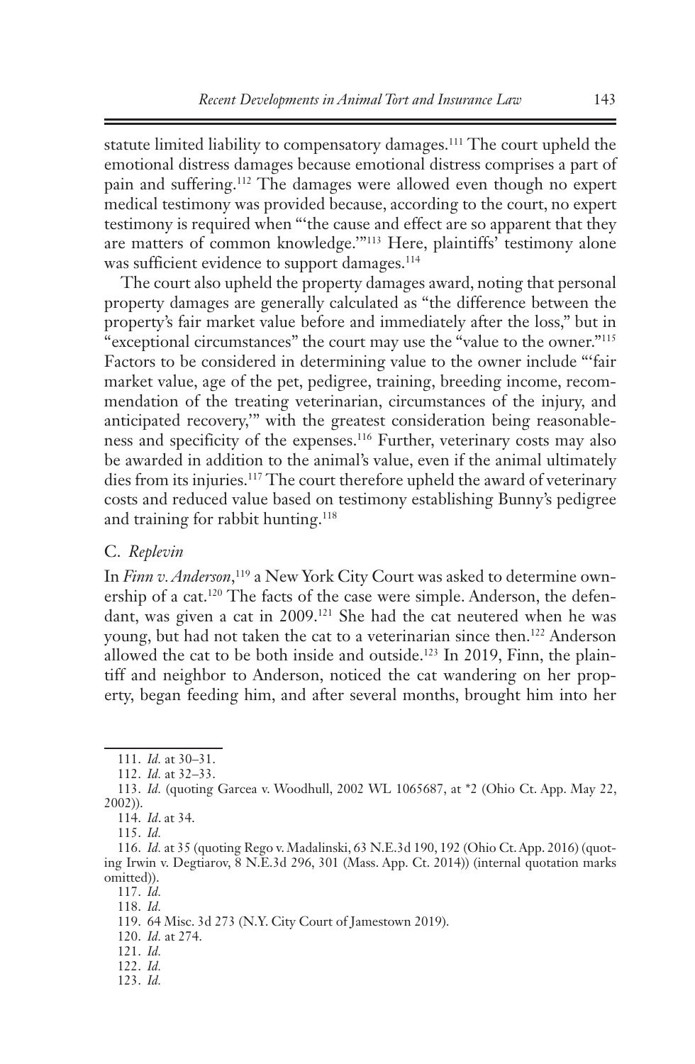statute limited liability to compensatory damages.[111] The court upheld the emotional distress damages because emotional distress comprises a part of pain and suffering.[112] The damages were allowed even though no expert medical testimony was provided because, according to the court, no expert testimony is required when "'the cause and effect are so apparent that they are matters of common knowledge.'"[113] Here, plaintiffs' testimony alone was sufficient evidence to support damages.[114]

The court also upheld the property damages award, noting that personal property damages are generally calculated as "the difference between the property's fair market value before and immediately after the loss," but in "exceptional circumstances" the court may use the "value to the owner."[115] Factors to be considered in determining value to the owner include "'fair market value, age of the pet, pedigree, training, breeding income, recommendation of the treating veterinarian, circumstances of the injury, and anticipated recovery,'" with the greatest consideration being reasonableness and specificity of the expenses.[116] Further, veterinary costs may also be awarded in addition to the animal's value, even if the animal ultimately dies from its injuries.[117] The court therefore upheld the award of veterinary costs and reduced value based on testimony establishing Bunny's pedigree and training for rabbit hunting.[118]

### C. *Replevin*

In *Finn v. Anderson*,[119] a New York City Court was asked to determine ownership of a cat.[120] The facts of the case were simple. Anderson, the defendant, was given a cat in 2009.[121] She had the cat neutered when he was young, but had not taken the cat to a veterinarian since then.[122] Anderson allowed the cat to be both inside and outside.[123] In 2019, Finn, the plaintiff and neighbor to Anderson, noticed the cat wandering on her property, began feeding him, and after several months, brought him into her

---

111. *Id.* at 30–31.

112. *Id.* at 32–33.

113. *Id.* (quoting Garcea v. Woodhull, 2002 WL 1065687, at *2 (Ohio Ct. App. May 22, 2002)).

114. *Id*. at 34.

115. *Id.*

116. *Id.* at 35 (quoting Rego v. Madalinski, 63 N.E.3d 190, 192 (Ohio Ct. App. 2016) (quoting Irwin v. Degtiarov, 8 N.E.3d 296, 301 (Mass. App. Ct. 2014)) (internal quotation marks omitted)).

117. *Id.*

118. *Id.*

119. 64 Misc. 3d 273 (N.Y. City Court of Jamestown 2019).

120. *Id.* at 274.

121. *Id.*

122. *Id.*

123. *Id.*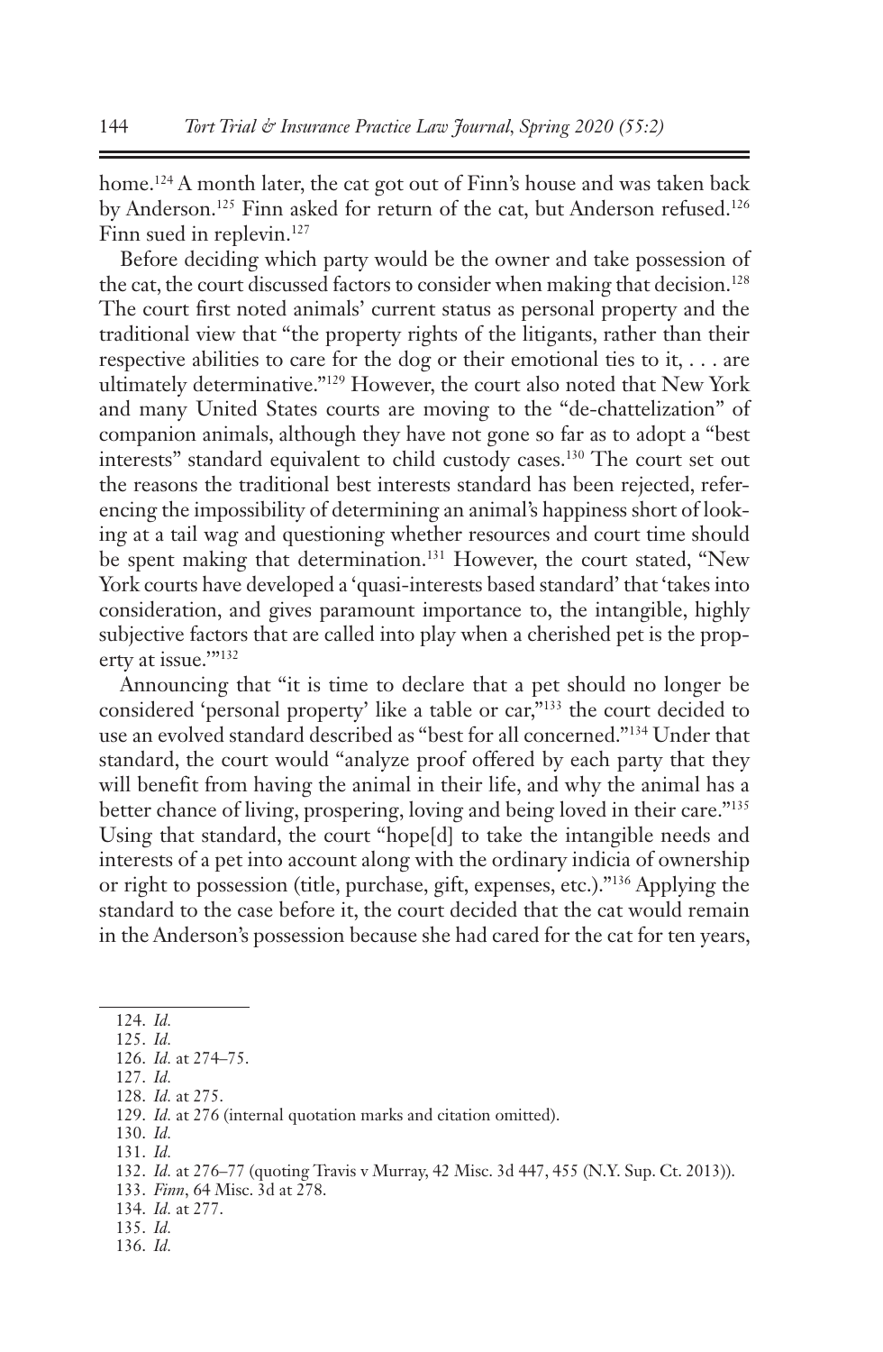home.[124] A month later, the cat got out of Finn's house and was taken back by Anderson.[125] Finn asked for return of the cat, but Anderson refused.[126] Finn sued in replevin.[127]

Before deciding which party would be the owner and take possession of the cat, the court discussed factors to consider when making that decision.[128] The court first noted animals' current status as personal property and the traditional view that "the property rights of the litigants, rather than their respective abilities to care for the dog or their emotional ties to it, . . . are ultimately determinative."[129] However, the court also noted that New York and many United States courts are moving to the "de-chattelization" of companion animals, although they have not gone so far as to adopt a "best interests" standard equivalent to child custody cases.[130] The court set out the reasons the traditional best interests standard has been rejected, referencing the impossibility of determining an animal's happiness short of looking at a tail wag and questioning whether resources and court time should be spent making that determination.[131] However, the court stated, "New York courts have developed a 'quasi-interests based standard' that 'takes into consideration, and gives paramount importance to, the intangible, highly subjective factors that are called into play when a cherished pet is the property at issue.'"[132]

Announcing that "it is time to declare that a pet should no longer be considered 'personal property' like a table or car,"[133] the court decided to use an evolved standard described as "best for all concerned."[134] Under that standard, the court would "analyze proof offered by each party that they will benefit from having the animal in their life, and why the animal has a better chance of living, prospering, loving and being loved in their care."[135] Using that standard, the court "hope[d] to take the intangible needs and interests of a pet into account along with the ordinary indicia of ownership or right to possession (title, purchase, gift, expenses, etc.)."[136] Applying the standard to the case before it, the court decided that the cat would remain in the Anderson's possession because she had cared for the cat for ten years,

---

124. *Id.*
125. *Id.*
126. *Id.* at 274–75.
127. *Id.*
128. *Id.* at 275.
129. *Id.* at 276 (internal quotation marks and citation omitted).
130. *Id.*
131. *Id.*
132. *Id.* at 276–77 (quoting Travis v Murray, 42 Misc. 3d 447, 455 (N.Y. Sup. Ct. 2013)).
133. *Finn*, 64 Misc. 3d at 278.
134. *Id.* at 277.
135. *Id.*
136. *Id.*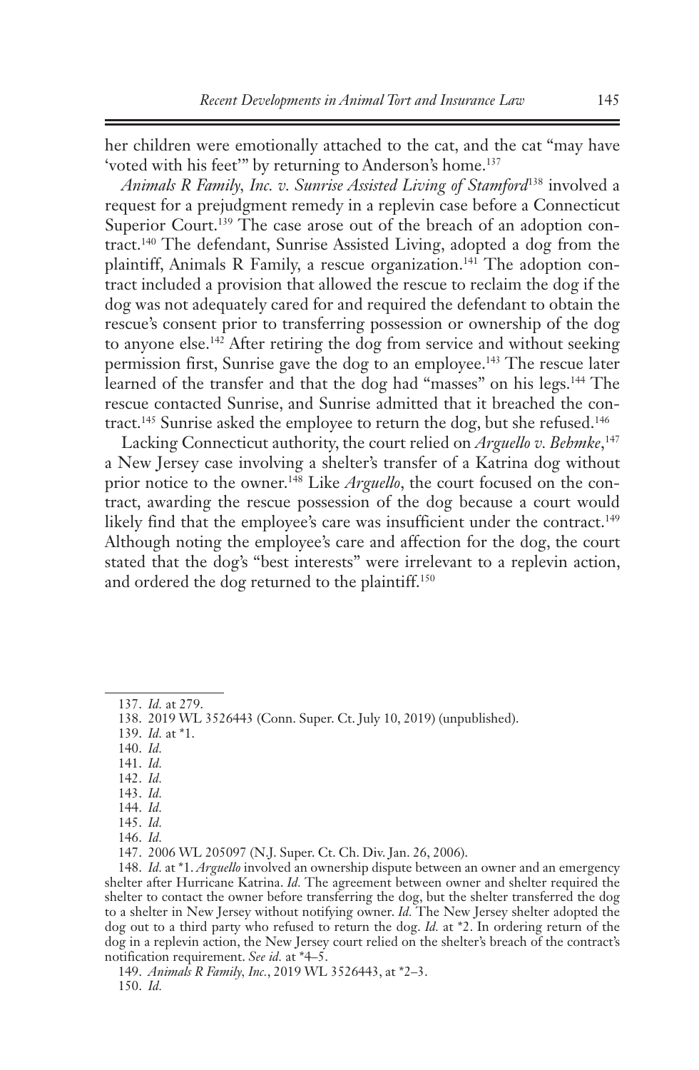her children were emotionally attached to the cat, and the cat "may have 'voted with his feet'" by returning to Anderson's home.[137]

*Animals R Family, Inc. v. Sunrise Assisted Living of Stamford*[138] involved a request for a prejudgment remedy in a replevin case before a Connecticut Superior Court.[139] The case arose out of the breach of an adoption contract.[140] The defendant, Sunrise Assisted Living, adopted a dog from the plaintiff, Animals R Family, a rescue organization.[141] The adoption contract included a provision that allowed the rescue to reclaim the dog if the dog was not adequately cared for and required the defendant to obtain the rescue's consent prior to transferring possession or ownership of the dog to anyone else.[142] After retiring the dog from service and without seeking permission first, Sunrise gave the dog to an employee.[143] The rescue later learned of the transfer and that the dog had "masses" on his legs.[144] The rescue contacted Sunrise, and Sunrise admitted that it breached the contract.[145] Sunrise asked the employee to return the dog, but she refused.[146]

Lacking Connecticut authority, the court relied on *Arguello v. Behmke*,[147] a New Jersey case involving a shelter's transfer of a Katrina dog without prior notice to the owner.[148] Like *Arguello*, the court focused on the contract, awarding the rescue possession of the dog because a court would likely find that the employee's care was insufficient under the contract.[149] Although noting the employee's care and affection for the dog, the court stated that the dog's "best interests" were irrelevant to a replevin action, and ordered the dog returned to the plaintiff.[150]

---

137. *Id.* at 279.

138. 2019 WL 3526443 (Conn. Super. Ct. July 10, 2019) (unpublished).

139. *Id.* at *1.

140. *Id.*

141. *Id.*

142. *Id.*

143. *Id.*

144. *Id.*

145. *Id.*

146. *Id.*

147. 2006 WL 205097 (N.J. Super. Ct. Ch. Div. Jan. 26, 2006).

148. *Id.* at *1. *Arguello* involved an ownership dispute between an owner and an emergency shelter after Hurricane Katrina. *Id.* The agreement between owner and shelter required the shelter to contact the owner before transferring the dog, but the shelter transferred the dog to a shelter in New Jersey without notifying owner. *Id.* The New Jersey shelter adopted the dog out to a third party who refused to return the dog. *Id.* at *2. In ordering return of the dog in a replevin action, the New Jersey court relied on the shelter's breach of the contract's notification requirement. *See id.* at *4–5.

149. *Animals R Family, Inc.*, 2019 WL 3526443, at *2–3.

150. *Id.*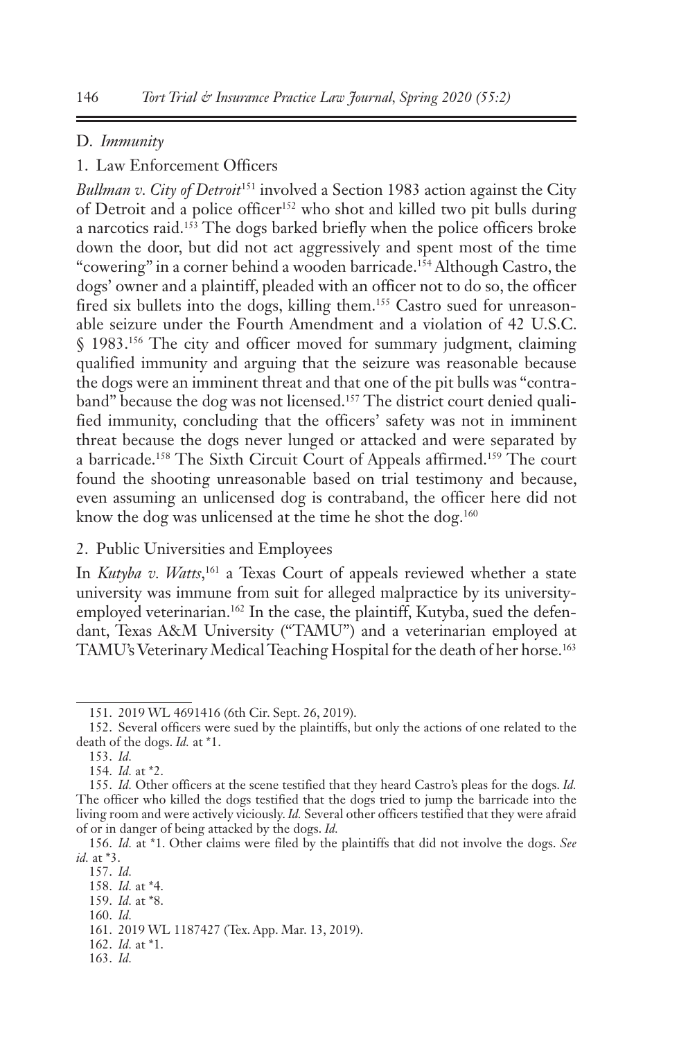D. *Immunity*

1. Law Enforcement Officers

*Bullman v. City of Detroit*[151] involved a Section 1983 action against the City of Detroit and a police officer[152] who shot and killed two pit bulls during a narcotics raid.[153] The dogs barked briefly when the police officers broke down the door, but did not act aggressively and spent most of the time "cowering" in a corner behind a wooden barricade.[154] Although Castro, the dogs' owner and a plaintiff, pleaded with an officer not to do so, the officer fired six bullets into the dogs, killing them.[155] Castro sued for unreasonable seizure under the Fourth Amendment and a violation of 42 U.S.C. § 1983.[156] The city and officer moved for summary judgment, claiming qualified immunity and arguing that the seizure was reasonable because the dogs were an imminent threat and that one of the pit bulls was "contraband" because the dog was not licensed.[157] The district court denied qualified immunity, concluding that the officers' safety was not in imminent threat because the dogs never lunged or attacked and were separated by a barricade.[158] The Sixth Circuit Court of Appeals affirmed.[159] The court found the shooting unreasonable based on trial testimony and because, even assuming an unlicensed dog is contraband, the officer here did not know the dog was unlicensed at the time he shot the dog.[160]

2. Public Universities and Employees

In *Kutyba v. Watts*,[161] a Texas Court of appeals reviewed whether a state university was immune from suit for alleged malpractice by its university-employed veterinarian.[162] In the case, the plaintiff, Kutyba, sued the defendant, Texas A&M University ("TAMU") and a veterinarian employed at TAMU's Veterinary Medical Teaching Hospital for the death of her horse.[163]

---

151. 2019 WL 4691416 (6th Cir. Sept. 26, 2019).

152. Several officers were sued by the plaintiffs, but only the actions of one related to the death of the dogs. *Id.* at *1.

153. *Id.*

154. *Id.* at *2.

155. *Id.* Other officers at the scene testified that they heard Castro's pleas for the dogs. *Id.* The officer who killed the dogs testified that the dogs tried to jump the barricade into the living room and were actively viciously. *Id.* Several other officers testified that they were afraid of or in danger of being attacked by the dogs. *Id.*

156. *Id.* at *1. Other claims were filed by the plaintiffs that did not involve the dogs. *See id.* at *3.

157. *Id.*

158. *Id.* at *4.

159. *Id.* at *8.

160. *Id.*

161. 2019 WL 1187427 (Tex. App. Mar. 13, 2019).

162. *Id.* at *1.

163. *Id.*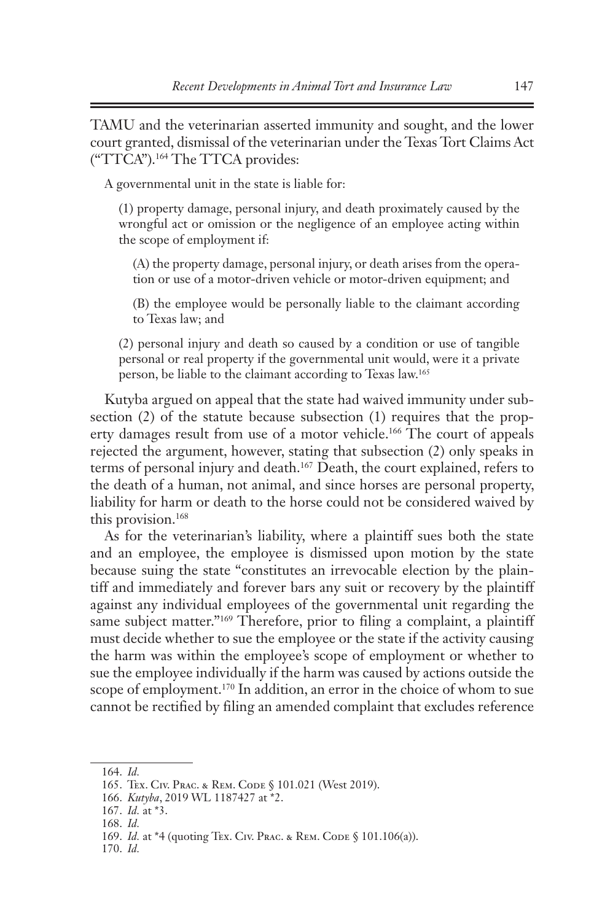TAMU and the veterinarian asserted immunity and sought, and the lower court granted, dismissal of the veterinarian under the Texas Tort Claims Act ("TTCA").[164] The TTCA provides:

> A governmental unit in the state is liable for:
>
> (1) property damage, personal injury, and death proximately caused by the wrongful act or omission or the negligence of an employee acting within the scope of employment if:
>
> (A) the property damage, personal injury, or death arises from the operation or use of a motor-driven vehicle or motor-driven equipment; and
>
> (B) the employee would be personally liable to the claimant according to Texas law; and
>
> (2) personal injury and death so caused by a condition or use of tangible personal or real property if the governmental unit would, were it a private person, be liable to the claimant according to Texas law.[165]

Kutyba argued on appeal that the state had waived immunity under subsection (2) of the statute because subsection (1) requires that the property damages result from use of a motor vehicle.[166] The court of appeals rejected the argument, however, stating that subsection (2) only speaks in terms of personal injury and death.[167] Death, the court explained, refers to the death of a human, not animal, and since horses are personal property, liability for harm or death to the horse could not be considered waived by this provision.[168]

As for the veterinarian's liability, where a plaintiff sues both the state and an employee, the employee is dismissed upon motion by the state because suing the state "constitutes an irrevocable election by the plaintiff and immediately and forever bars any suit or recovery by the plaintiff against any individual employees of the governmental unit regarding the same subject matter."[169] Therefore, prior to filing a complaint, a plaintiff must decide whether to sue the employee or the state if the activity causing the harm was within the employee's scope of employment or whether to sue the employee individually if the harm was caused by actions outside the scope of employment.[170] In addition, an error in the choice of whom to sue cannot be rectified by filing an amended complaint that excludes reference

---

164. *Id.*

165. Tex. Civ. Prac. & Rem. Code § 101.021 (West 2019).

166. *Kutyba*, 2019 WL 1187427 at *2.

167. *Id.* at *3.

168. *Id.*

169. *Id.* at *4 (quoting Tex. Civ. Prac. & Rem. Code § 101.106(a)).

170. *Id.*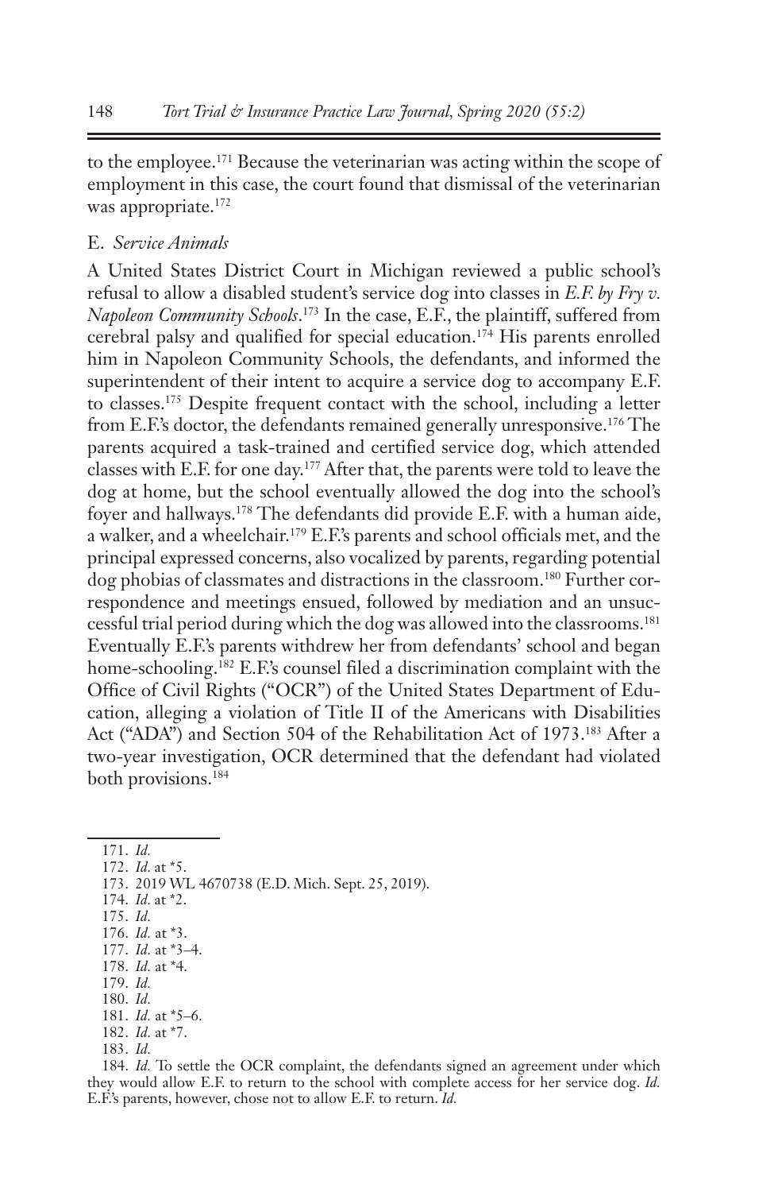to the employee.[171] Because the veterinarian was acting within the scope of employment in this case, the court found that dismissal of the veterinarian was appropriate.[172]

### E. *Service Animals*

A United States District Court in Michigan reviewed a public school's refusal to allow a disabled student's service dog into classes in *E.F. by Fry v. Napoleon Community Schools*.[173] In the case, E.F., the plaintiff, suffered from cerebral palsy and qualified for special education.[174] His parents enrolled him in Napoleon Community Schools, the defendants, and informed the superintendent of their intent to acquire a service dog to accompany E.F. to classes.[175] Despite frequent contact with the school, including a letter from E.F.'s doctor, the defendants remained generally unresponsive.[176] The parents acquired a task-trained and certified service dog, which attended classes with E.F. for one day.[177] After that, the parents were told to leave the dog at home, but the school eventually allowed the dog into the school's foyer and hallways.[178] The defendants did provide E.F. with a human aide, a walker, and a wheelchair.[179] E.F.'s parents and school officials met, and the principal expressed concerns, also vocalized by parents, regarding potential dog phobias of classmates and distractions in the classroom.[180] Further correspondence and meetings ensued, followed by mediation and an unsuccessful trial period during which the dog was allowed into the classrooms.[181] Eventually E.F.'s parents withdrew her from defendants' school and began home-schooling.[182] E.F.'s counsel filed a discrimination complaint with the Office of Civil Rights ("OCR") of the United States Department of Education, alleging a violation of Title II of the Americans with Disabilities Act ("ADA") and Section 504 of the Rehabilitation Act of 1973.[183] After a two-year investigation, OCR determined that the defendant had violated both provisions.[184]

---

171. *Id.*
172. *Id.* at *5.
173. 2019 WL 4670738 (E.D. Mich. Sept. 25, 2019).
174. *Id.* at *2.
175. *Id.*
176. *Id.* at *3.
177. *Id.* at *3–4.
178. *Id.* at *4.
179. *Id.*
180. *Id.*
181. *Id.* at *5–6.
182. *Id.* at *7.
183. *Id.*
184. *Id.* To settle the OCR complaint, the defendants signed an agreement under which they would allow E.F. to return to the school with complete access for her service dog. *Id.* E.F.'s parents, however, chose not to allow E.F. to return. *Id.*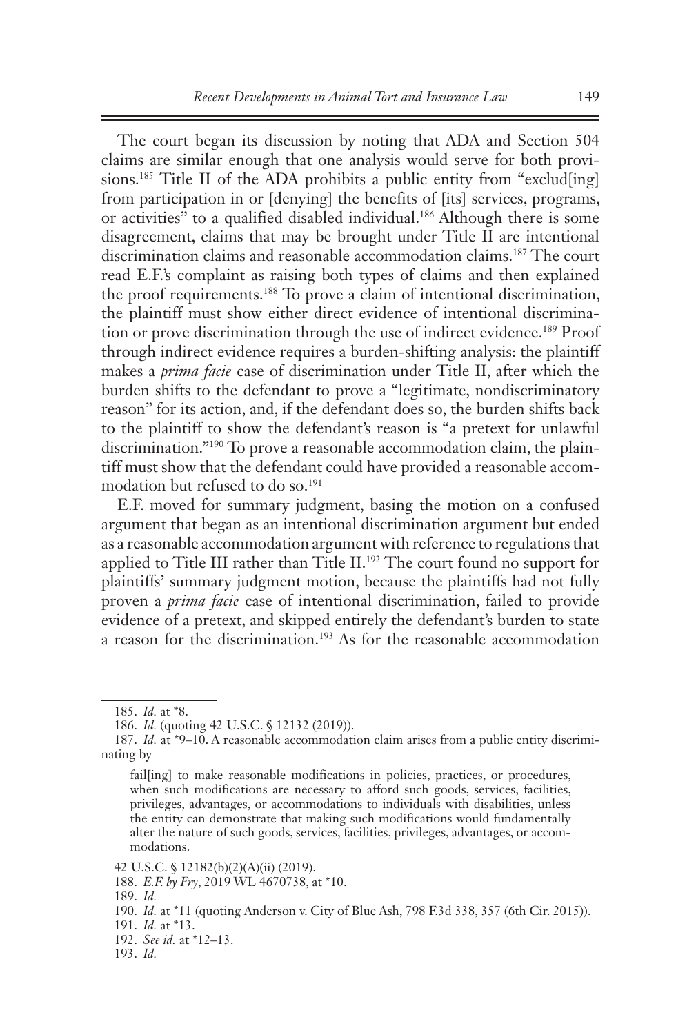The court began its discussion by noting that ADA and Section 504 claims are similar enough that one analysis would serve for both provisions.[185] Title II of the ADA prohibits a public entity from "exclud[ing] from participation in or [denying] the benefits of [its] services, programs, or activities" to a qualified disabled individual.[186] Although there is some disagreement, claims that may be brought under Title II are intentional discrimination claims and reasonable accommodation claims.[187] The court read E.F.'s complaint as raising both types of claims and then explained the proof requirements.[188] To prove a claim of intentional discrimination, the plaintiff must show either direct evidence of intentional discrimination or prove discrimination through the use of indirect evidence.[189] Proof through indirect evidence requires a burden-shifting analysis: the plaintiff makes a *prima facie* case of discrimination under Title II, after which the burden shifts to the defendant to prove a "legitimate, nondiscriminatory reason" for its action, and, if the defendant does so, the burden shifts back to the plaintiff to show the defendant's reason is "a pretext for unlawful discrimination."[190] To prove a reasonable accommodation claim, the plaintiff must show that the defendant could have provided a reasonable accommodation but refused to do so.[191]

E.F. moved for summary judgment, basing the motion on a confused argument that began as an intentional discrimination argument but ended as a reasonable accommodation argument with reference to regulations that applied to Title III rather than Title II.[192] The court found no support for plaintiffs' summary judgment motion, because the plaintiffs had not fully proven a *prima facie* case of intentional discrimination, failed to provide evidence of a pretext, and skipped entirely the defendant's burden to state a reason for the discrimination.[193] As for the reasonable accommodation

---

185. *Id.* at *8.

186. *Id.* (quoting 42 U.S.C. § 12132 (2019)).

187. *Id.* at *9–10. A reasonable accommodation claim arises from a public entity discriminating by

> fail[ing] to make reasonable modifications in policies, practices, or procedures, when such modifications are necessary to afford such goods, services, facilities, privileges, advantages, or accommodations to individuals with disabilities, unless the entity can demonstrate that making such modifications would fundamentally alter the nature of such goods, services, facilities, privileges, advantages, or accommodations.

42 U.S.C. § 12182(b)(2)(A)(ii) (2019).

188. *E.F. by Fry*, 2019 WL 4670738, at *10.

189. *Id.*

190. *Id.* at *11 (quoting Anderson v. City of Blue Ash, 798 F.3d 338, 357 (6th Cir. 2015)).

191. *Id.* at *13.

192. *See id.* at *12–13.

193. *Id.*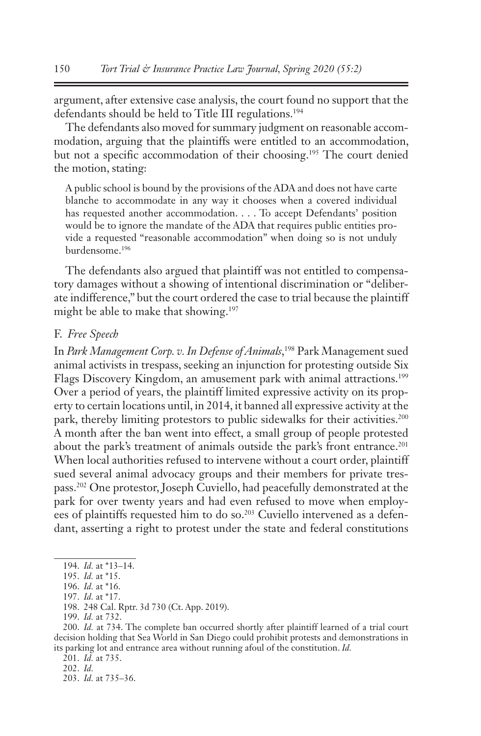argument, after extensive case analysis, the court found no support that the defendants should be held to Title III regulations.[194]

The defendants also moved for summary judgment on reasonable accommodation, arguing that the plaintiffs were entitled to an accommodation, but not a specific accommodation of their choosing.[195] The court denied the motion, stating:

> A public school is bound by the provisions of the ADA and does not have carte blanche to accommodate in any way it chooses when a covered individual has requested another accommodation. . . . To accept Defendants' position would be to ignore the mandate of the ADA that requires public entities provide a requested "reasonable accommodation" when doing so is not unduly burdensome.[196]

The defendants also argued that plaintiff was not entitled to compensatory damages without a showing of intentional discrimination or "deliberate indifference," but the court ordered the case to trial because the plaintiff might be able to make that showing.[197]

### F. *Free Speech*

In *Park Management Corp. v. In Defense of Animals*,[198] Park Management sued animal activists in trespass, seeking an injunction for protesting outside Six Flags Discovery Kingdom, an amusement park with animal attractions.[199] Over a period of years, the plaintiff limited expressive activity on its property to certain locations until, in 2014, it banned all expressive activity at the park, thereby limiting protestors to public sidewalks for their activities.[200] A month after the ban went into effect, a small group of people protested about the park's treatment of animals outside the park's front entrance.[201] When local authorities refused to intervene without a court order, plaintiff sued several animal advocacy groups and their members for private trespass.[202] One protestor, Joseph Cuviello, had peacefully demonstrated at the park for over twenty years and had even refused to move when employees of plaintiffs requested him to do so.[203] Cuviello intervened as a defendant, asserting a right to protest under the state and federal constitutions

---

194. *Id.* at *13–14.

195. *Id.* at *15.

196. *Id.* at *16.

197. *Id.* at *17.

198. 248 Cal. Rptr. 3d 730 (Ct. App. 2019).

199. *Id.* at 732.

200. *Id.* at 734. The complete ban occurred shortly after plaintiff learned of a trial court decision holding that Sea World in San Diego could prohibit protests and demonstrations in its parking lot and entrance area without running afoul of the constitution. *Id.*

201. *Id.* at 735.

202. *Id.*

203. *Id.* at 735–36.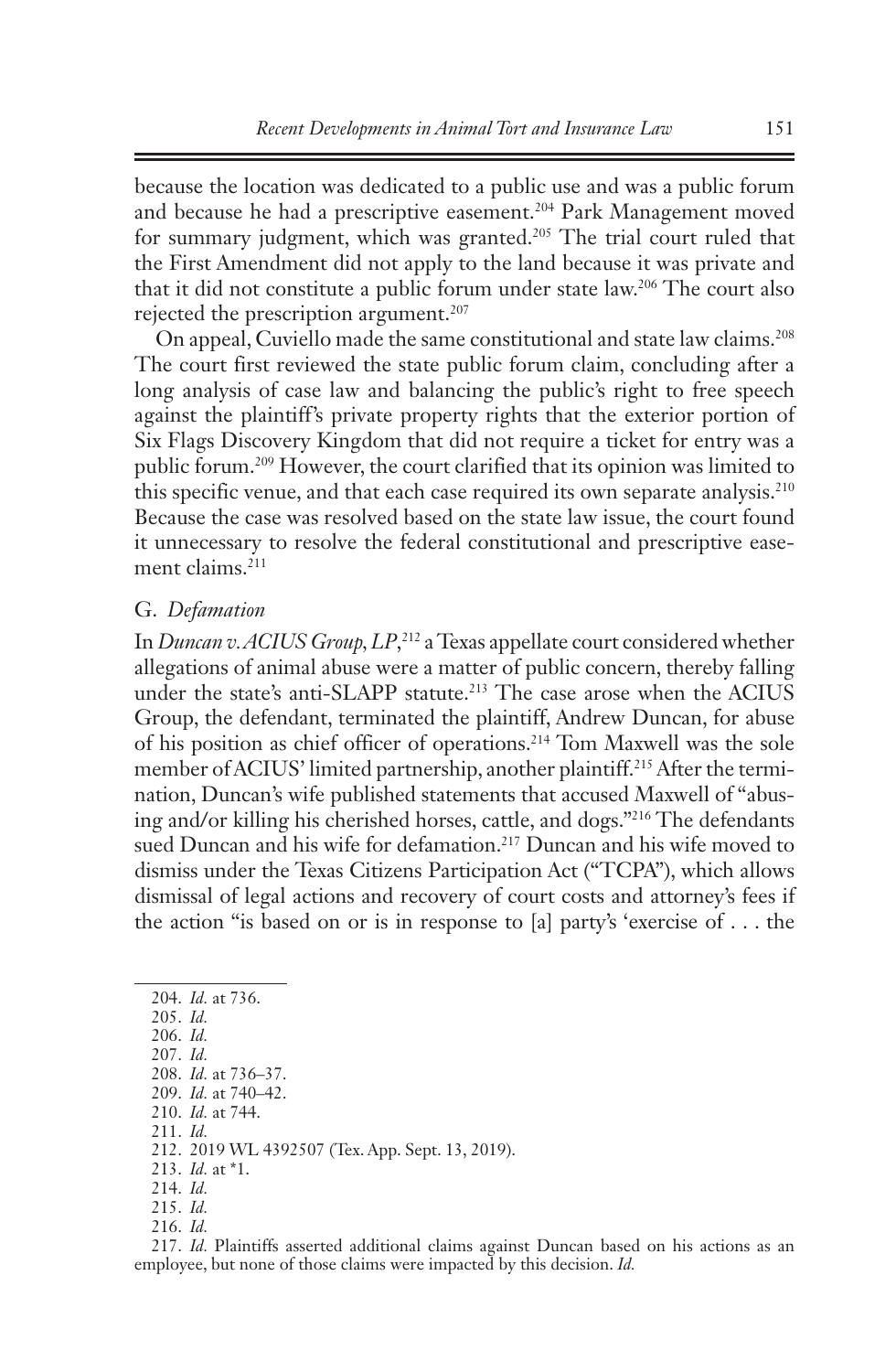because the location was dedicated to a public use and was a public forum and because he had a prescriptive easement.[204] Park Management moved for summary judgment, which was granted.[205] The trial court ruled that the First Amendment did not apply to the land because it was private and that it did not constitute a public forum under state law.[206] The court also rejected the prescription argument.[207]

On appeal, Cuviello made the same constitutional and state law claims.[208] The court first reviewed the state public forum claim, concluding after a long analysis of case law and balancing the public's right to free speech against the plaintiff's private property rights that the exterior portion of Six Flags Discovery Kingdom that did not require a ticket for entry was a public forum.[209] However, the court clarified that its opinion was limited to this specific venue, and that each case required its own separate analysis.[210] Because the case was resolved based on the state law issue, the court found it unnecessary to resolve the federal constitutional and prescriptive easement claims.[211]

### G. *Defamation*

In *Duncan v. ACIUS Group, LP*,[212] a Texas appellate court considered whether allegations of animal abuse were a matter of public concern, thereby falling under the state's anti-SLAPP statute.[213] The case arose when the ACIUS Group, the defendant, terminated the plaintiff, Andrew Duncan, for abuse of his position as chief officer of operations.[214] Tom Maxwell was the sole member of ACIUS' limited partnership, another plaintiff.[215] After the termination, Duncan's wife published statements that accused Maxwell of "abusing and/or killing his cherished horses, cattle, and dogs."[216] The defendants sued Duncan and his wife for defamation.[217] Duncan and his wife moved to dismiss under the Texas Citizens Participation Act ("TCPA"), which allows dismissal of legal actions and recovery of court costs and attorney's fees if the action "is based on or is in response to [a] party's 'exercise of . . . the

204. *Id.* at 736.
205. *Id.*
206. *Id.*
207. *Id.*
208. *Id.* at 736–37.
209. *Id.* at 740–42.
210. *Id.* at 744.
211. *Id.*
212. 2019 WL 4392507 (Tex. App. Sept. 13, 2019).
213. *Id.* at *1.
214. *Id.*
215. *Id.*
216. *Id.*
217. *Id.* Plaintiffs asserted additional claims against Duncan based on his actions as an employee, but none of those claims were impacted by this decision. *Id.*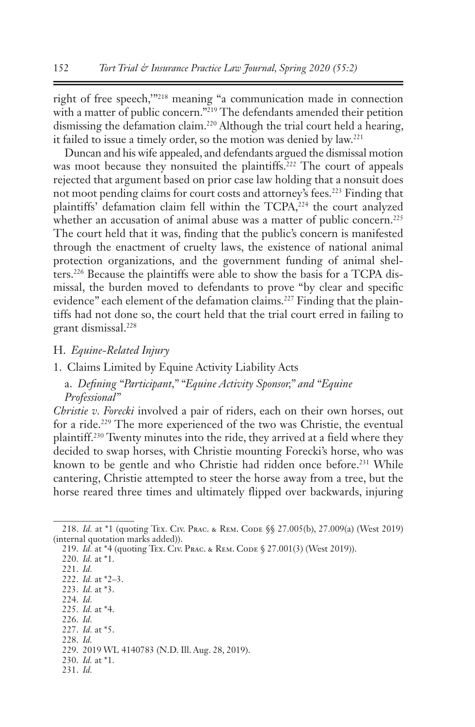right of free speech,'"[218] meaning "a communication made in connection with a matter of public concern."[219] The defendants amended their petition dismissing the defamation claim.[220] Although the trial court held a hearing, it failed to issue a timely order, so the motion was denied by law.[221]

Duncan and his wife appealed, and defendants argued the dismissal motion was moot because they nonsuited the plaintiffs.[222] The court of appeals rejected that argument based on prior case law holding that a nonsuit does not moot pending claims for court costs and attorney's fees.[223] Finding that plaintiffs' defamation claim fell within the TCPA,[224] the court analyzed whether an accusation of animal abuse was a matter of public concern.[225] The court held that it was, finding that the public's concern is manifested through the enactment of cruelty laws, the existence of national animal protection organizations, and the government funding of animal shelters.[226] Because the plaintiffs were able to show the basis for a TCPA dismissal, the burden moved to defendants to prove "by clear and specific evidence" each element of the defamation claims.[227] Finding that the plaintiffs had not done so, the court held that the trial court erred in failing to grant dismissal.[228]

## H. *Equine-Related Injury*

### 1. Claims Limited by Equine Activity Liability Acts

#### a. *Defining "Participant," "Equine Activity Sponsor," and "Equine Professional"*

*Christie v. Forecki* involved a pair of riders, each on their own horses, out for a ride.[229] The more experienced of the two was Christie, the eventual plaintiff.[230] Twenty minutes into the ride, they arrived at a field where they decided to swap horses, with Christie mounting Forecki's horse, who was known to be gentle and who Christie had ridden once before.[231] While cantering, Christie attempted to steer the horse away from a tree, but the horse reared three times and ultimately flipped over backwards, injuring

---

218. *Id.* at *1 (quoting Tex. Civ. Prac. & Rem. Code §§ 27.005(b), 27.009(a) (West 2019) (internal quotation marks added)).

219. *Id.* at *4 (quoting Tex. Civ. Prac. & Rem. Code § 27.001(3) (West 2019)).

220. *Id.* at *1.

221. *Id.*

222. *Id.* at *2–3.

223. *Id.* at *3.

224. *Id.*

225. *Id.* at *4.

226. *Id.*

227. *Id.* at *5.

228. *Id.*

229. 2019 WL 4140783 (N.D. Ill. Aug. 28, 2019).

230. *Id.* at *1.

231. *Id.*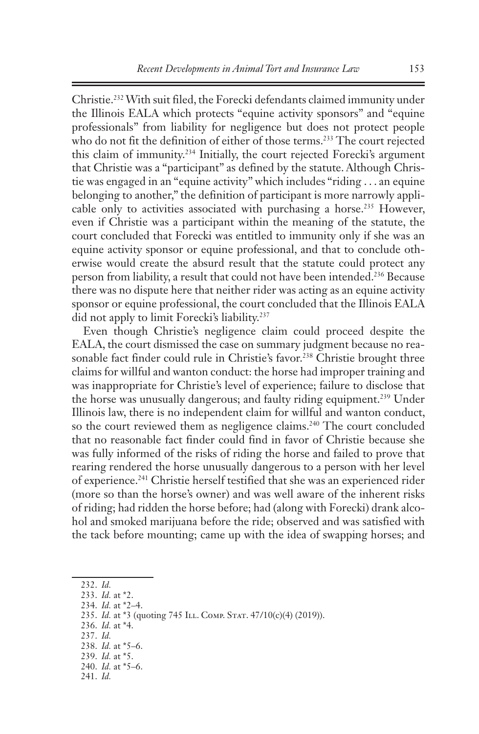Christie.[232] With suit filed, the Forecki defendants claimed immunity under the Illinois EALA which protects "equine activity sponsors" and "equine professionals" from liability for negligence but does not protect people who do not fit the definition of either of those terms.[233] The court rejected this claim of immunity.[234] Initially, the court rejected Forecki's argument that Christie was a "participant" as defined by the statute. Although Christie was engaged in an "equine activity" which includes "riding . . . an equine belonging to another," the definition of participant is more narrowly applicable only to activities associated with purchasing a horse.[235] However, even if Christie was a participant within the meaning of the statute, the court concluded that Forecki was entitled to immunity only if she was an equine activity sponsor or equine professional, and that to conclude otherwise would create the absurd result that the statute could protect any person from liability, a result that could not have been intended.[236] Because there was no dispute here that neither rider was acting as an equine activity sponsor or equine professional, the court concluded that the Illinois EALA did not apply to limit Forecki's liability.[237]

Even though Christie's negligence claim could proceed despite the EALA, the court dismissed the case on summary judgment because no reasonable fact finder could rule in Christie's favor.[238] Christie brought three claims for willful and wanton conduct: the horse had improper training and was inappropriate for Christie's level of experience; failure to disclose that the horse was unusually dangerous; and faulty riding equipment.[239] Under Illinois law, there is no independent claim for willful and wanton conduct, so the court reviewed them as negligence claims.[240] The court concluded that no reasonable fact finder could find in favor of Christie because she was fully informed of the risks of riding the horse and failed to prove that rearing rendered the horse unusually dangerous to a person with her level of experience.[241] Christie herself testified that she was an experienced rider (more so than the horse's owner) and was well aware of the inherent risks of riding; had ridden the horse before; had (along with Forecki) drank alcohol and smoked marijuana before the ride; observed and was satisfied with the tack before mounting; came up with the idea of swapping horses; and

---

232. *Id.*

233. *Id.* at *2.

234. *Id.* at *2–4.

235. *Id.* at *3 (quoting 745 Ill. Comp. Stat. 47/10(c)(4) (2019)).

236. *Id.* at *4.

237. *Id.*

238. *Id.* at *5–6.

239. *Id.* at *5.

240. *Id.* at *5–6.

241. *Id.*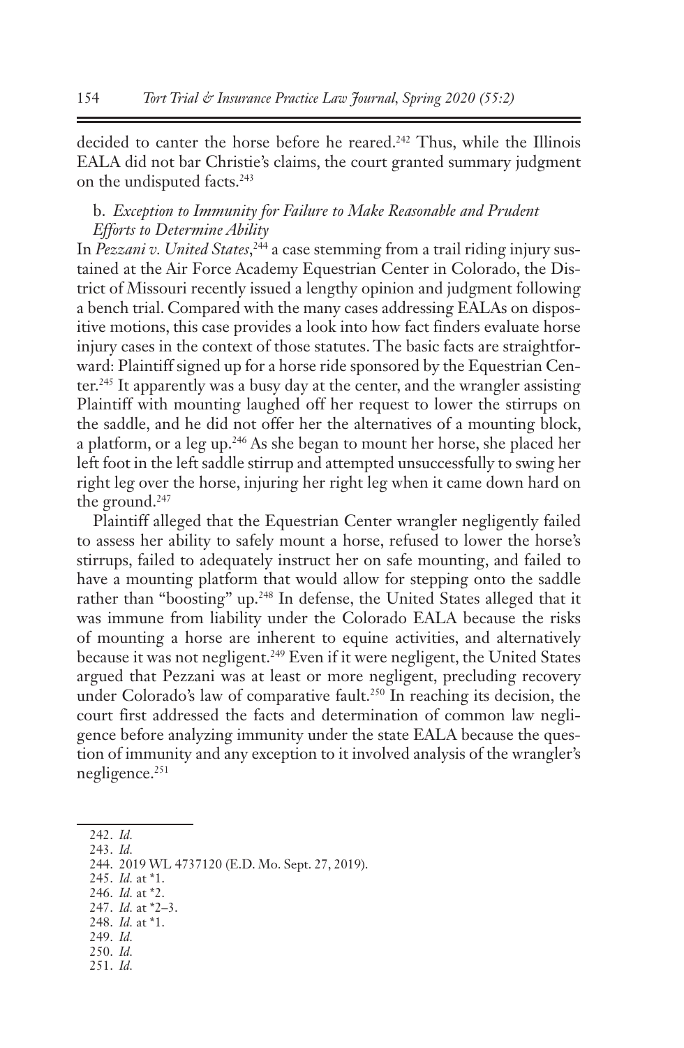decided to canter the horse before he reared.[242] Thus, while the Illinois EALA did not bar Christie's claims, the court granted summary judgment on the undisputed facts.[243]

b. *Exception to Immunity for Failure to Make Reasonable and Prudent Efforts to Determine Ability*

In *Pezzani v. United States*,[244] a case stemming from a trail riding injury sustained at the Air Force Academy Equestrian Center in Colorado, the District of Missouri recently issued a lengthy opinion and judgment following a bench trial. Compared with the many cases addressing EALAs on dispositive motions, this case provides a look into how fact finders evaluate horse injury cases in the context of those statutes. The basic facts are straightforward: Plaintiff signed up for a horse ride sponsored by the Equestrian Center.[245] It apparently was a busy day at the center, and the wrangler assisting Plaintiff with mounting laughed off her request to lower the stirrups on the saddle, and he did not offer her the alternatives of a mounting block, a platform, or a leg up.[246] As she began to mount her horse, she placed her left foot in the left saddle stirrup and attempted unsuccessfully to swing her right leg over the horse, injuring her right leg when it came down hard on the ground.[247]

Plaintiff alleged that the Equestrian Center wrangler negligently failed to assess her ability to safely mount a horse, refused to lower the horse's stirrups, failed to adequately instruct her on safe mounting, and failed to have a mounting platform that would allow for stepping onto the saddle rather than "boosting" up.[248] In defense, the United States alleged that it was immune from liability under the Colorado EALA because the risks of mounting a horse are inherent to equine activities, and alternatively because it was not negligent.[249] Even if it were negligent, the United States argued that Pezzani was at least or more negligent, precluding recovery under Colorado's law of comparative fault.[250] In reaching its decision, the court first addressed the facts and determination of common law negligence before analyzing immunity under the state EALA because the question of immunity and any exception to it involved analysis of the wrangler's negligence.[251]

---

242. *Id.*
243. *Id.*
244. 2019 WL 4737120 (E.D. Mo. Sept. 27, 2019).
245. *Id.* at *1.
246. *Id.* at *2.
247. *Id.* at *2–3.
248. *Id.* at *1.
249. *Id.*
250. *Id.*
251. *Id.*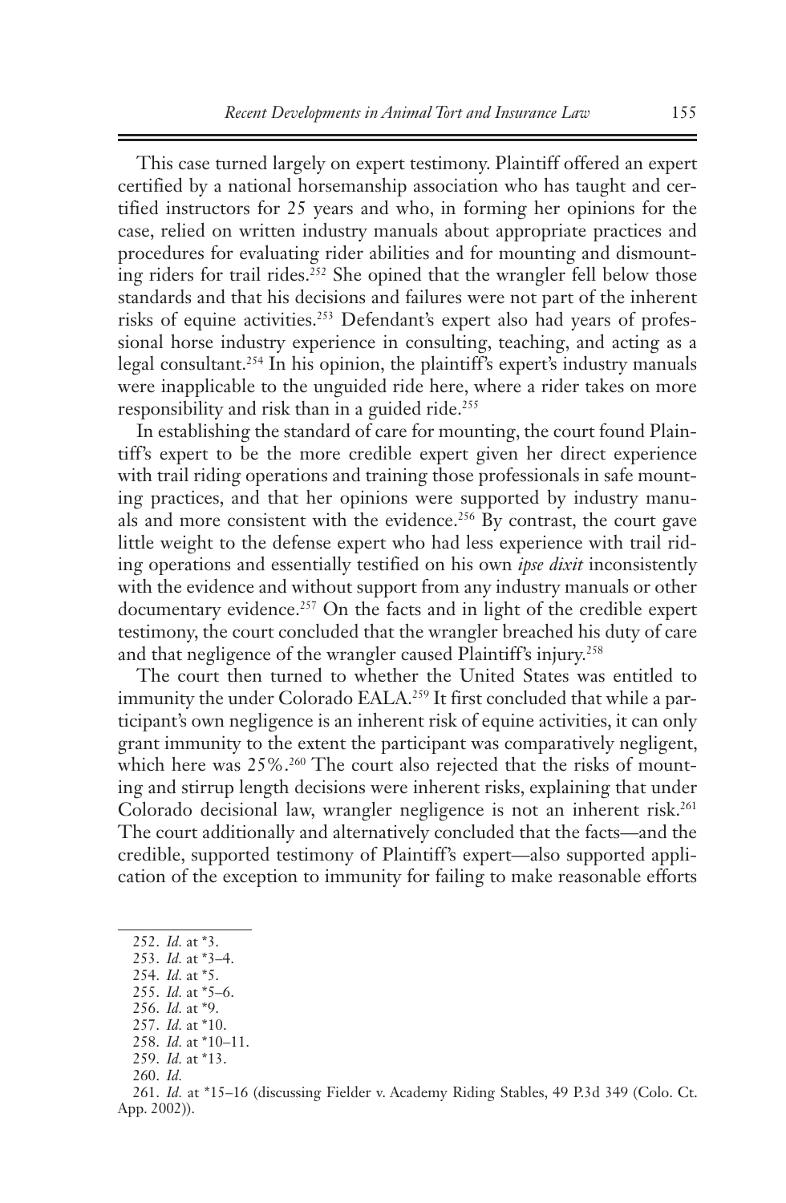This case turned largely on expert testimony. Plaintiff offered an expert certified by a national horsemanship association who has taught and certified instructors for 25 years and who, in forming her opinions for the case, relied on written industry manuals about appropriate practices and procedures for evaluating rider abilities and for mounting and dismounting riders for trail rides.[252] She opined that the wrangler fell below those standards and that his decisions and failures were not part of the inherent risks of equine activities.[253] Defendant's expert also had years of professional horse industry experience in consulting, teaching, and acting as a legal consultant.[254] In his opinion, the plaintiff's expert's industry manuals were inapplicable to the unguided ride here, where a rider takes on more responsibility and risk than in a guided ride.[255]

In establishing the standard of care for mounting, the court found Plaintiff's expert to be the more credible expert given her direct experience with trail riding operations and training those professionals in safe mounting practices, and that her opinions were supported by industry manuals and more consistent with the evidence.[256] By contrast, the court gave little weight to the defense expert who had less experience with trail riding operations and essentially testified on his own *ipse dixit* inconsistently with the evidence and without support from any industry manuals or other documentary evidence.[257] On the facts and in light of the credible expert testimony, the court concluded that the wrangler breached his duty of care and that negligence of the wrangler caused Plaintiff's injury.[258]

The court then turned to whether the United States was entitled to immunity the under Colorado EALA.[259] It first concluded that while a participant's own negligence is an inherent risk of equine activities, it can only grant immunity to the extent the participant was comparatively negligent, which here was 25%.[260] The court also rejected that the risks of mounting and stirrup length decisions were inherent risks, explaining that under Colorado decisional law, wrangler negligence is not an inherent risk.[261] The court additionally and alternatively concluded that the facts—and the credible, supported testimony of Plaintiff's expert—also supported application of the exception to immunity for failing to make reasonable efforts

---

252. *Id.* at *3.

253. *Id.* at *3–4.

254. *Id.* at *5.

255. *Id.* at *5–6.

256. *Id.* at *9.

257. *Id.* at *10.

258. *Id.* at *10–11.

259. *Id.* at *13.

260. *Id.*

261. *Id.* at *15–16 (discussing Fielder v. Academy Riding Stables, 49 P.3d 349 (Colo. Ct. App. 2002)).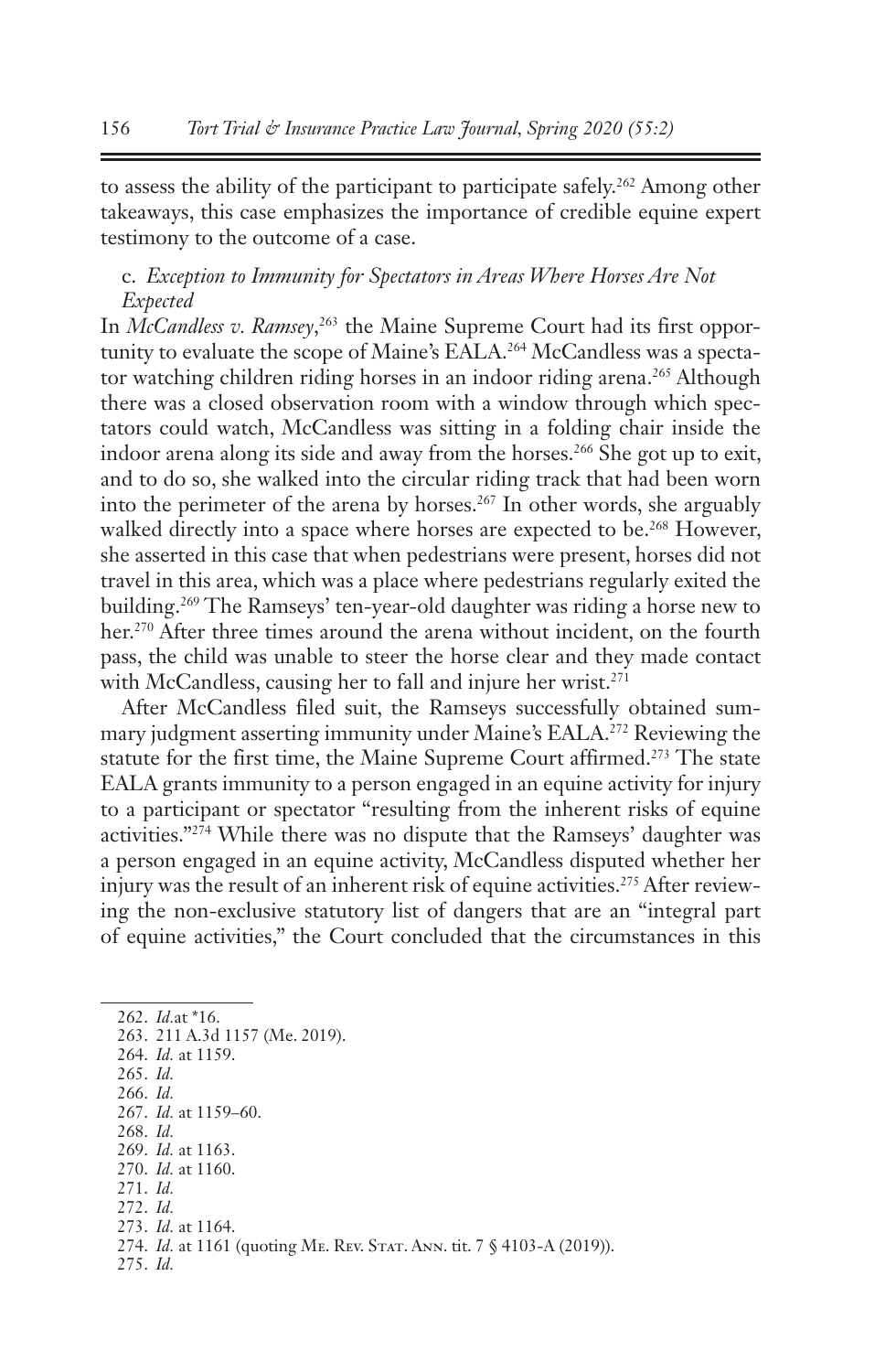to assess the ability of the participant to participate safely.[262] Among other takeaways, this case emphasizes the importance of credible equine expert testimony to the outcome of a case.

c. *Exception to Immunity for Spectators in Areas Where Horses Are Not Expected*

In *McCandless v. Ramsey*,[263] the Maine Supreme Court had its first opportunity to evaluate the scope of Maine's EALA.[264] McCandless was a spectator watching children riding horses in an indoor riding arena.[265] Although there was a closed observation room with a window through which spectators could watch, McCandless was sitting in a folding chair inside the indoor arena along its side and away from the horses.[266] She got up to exit, and to do so, she walked into the circular riding track that had been worn into the perimeter of the arena by horses.[267] In other words, she arguably walked directly into a space where horses are expected to be.[268] However, she asserted in this case that when pedestrians were present, horses did not travel in this area, which was a place where pedestrians regularly exited the building.[269] The Ramseys' ten-year-old daughter was riding a horse new to her.[270] After three times around the arena without incident, on the fourth pass, the child was unable to steer the horse clear and they made contact with McCandless, causing her to fall and injure her wrist.[271]

After McCandless filed suit, the Ramseys successfully obtained summary judgment asserting immunity under Maine's EALA.[272] Reviewing the statute for the first time, the Maine Supreme Court affirmed.[273] The state EALA grants immunity to a person engaged in an equine activity for injury to a participant or spectator "resulting from the inherent risks of equine activities."[274] While there was no dispute that the Ramseys' daughter was a person engaged in an equine activity, McCandless disputed whether her injury was the result of an inherent risk of equine activities.[275] After reviewing the non-exclusive statutory list of dangers that are an "integral part of equine activities," the Court concluded that the circumstances in this

262. *Id.* at *16.
263. 211 A.3d 1157 (Me. 2019).
264. *Id.* at 1159.
265. *Id.*
266. *Id.*
267. *Id.* at 1159–60.
268. *Id.*
269. *Id.* at 1163.
270. *Id.* at 1160.
271. *Id.*
272. *Id.*
273. *Id.* at 1164.
274. *Id.* at 1161 (quoting Me. Rev. Stat. Ann. tit. 7 § 4103-A (2019)).
275. *Id.*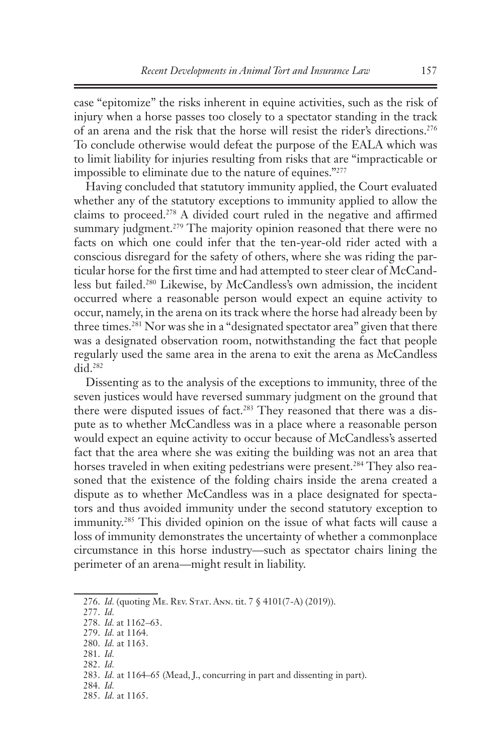case "epitomize" the risks inherent in equine activities, such as the risk of injury when a horse passes too closely to a spectator standing in the track of an arena and the risk that the horse will resist the rider's directions.[276] To conclude otherwise would defeat the purpose of the EALA which was to limit liability for injuries resulting from risks that are "impracticable or impossible to eliminate due to the nature of equines."[277]

Having concluded that statutory immunity applied, the Court evaluated whether any of the statutory exceptions to immunity applied to allow the claims to proceed.[278] A divided court ruled in the negative and affirmed summary judgment.[279] The majority opinion reasoned that there were no facts on which one could infer that the ten-year-old rider acted with a conscious disregard for the safety of others, where she was riding the particular horse for the first time and had attempted to steer clear of McCandless but failed.[280] Likewise, by McCandless's own admission, the incident occurred where a reasonable person would expect an equine activity to occur, namely, in the arena on its track where the horse had already been by three times.[281] Nor was she in a "designated spectator area" given that there was a designated observation room, notwithstanding the fact that people regularly used the same area in the arena to exit the arena as McCandless did.[282]

Dissenting as to the analysis of the exceptions to immunity, three of the seven justices would have reversed summary judgment on the ground that there were disputed issues of fact.[283] They reasoned that there was a dispute as to whether McCandless was in a place where a reasonable person would expect an equine activity to occur because of McCandless's asserted fact that the area where she was exiting the building was not an area that horses traveled in when exiting pedestrians were present.[284] They also reasoned that the existence of the folding chairs inside the arena created a dispute as to whether McCandless was in a place designated for spectators and thus avoided immunity under the second statutory exception to immunity.[285] This divided opinion on the issue of what facts will cause a loss of immunity demonstrates the uncertainty of whether a commonplace circumstance in this horse industry—such as spectator chairs lining the perimeter of an arena—might result in liability.

---

276. *Id.* (quoting Me. Rev. Stat. Ann. tit. 7 § 4101(7-A) (2019)).

277. *Id.*

278. *Id.* at 1162–63.

279. *Id.* at 1164.

280. *Id.* at 1163.

281. *Id.*

282. *Id.*

283. *Id.* at 1164–65 (Mead, J., concurring in part and dissenting in part).

284. *Id.*

285. *Id.* at 1165.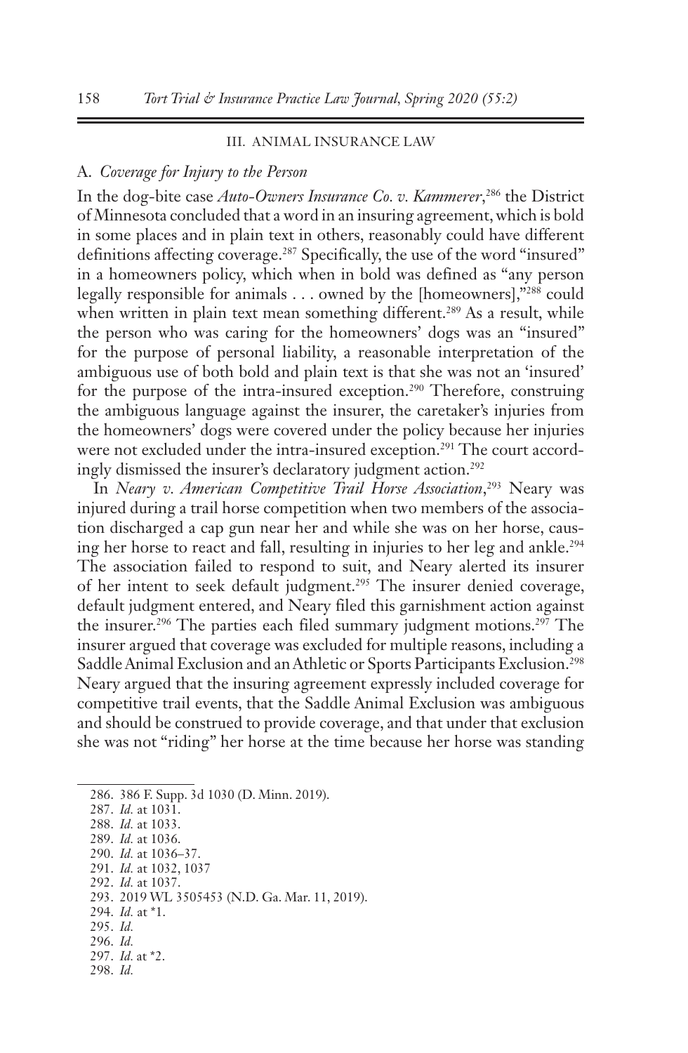## III. ANIMAL INSURANCE LAW

### A. *Coverage for Injury to the Person*

In the dog-bite case *Auto-Owners Insurance Co. v. Kammerer*,[286] the District of Minnesota concluded that a word in an insuring agreement, which is bold in some places and in plain text in others, reasonably could have different definitions affecting coverage.[287] Specifically, the use of the word "insured" in a homeowners policy, which when in bold was defined as "any person legally responsible for animals . . . owned by the [homeowners],"[288] could when written in plain text mean something different.[289] As a result, while the person who was caring for the homeowners' dogs was an "insured" for the purpose of personal liability, a reasonable interpretation of the ambiguous use of both bold and plain text is that she was not an 'insured' for the purpose of the intra-insured exception.[290] Therefore, construing the ambiguous language against the insurer, the caretaker's injuries from the homeowners' dogs were covered under the policy because her injuries were not excluded under the intra-insured exception.[291] The court accordingly dismissed the insurer's declaratory judgment action.[292]

In *Neary v. American Competitive Trail Horse Association*,[293] Neary was injured during a trail horse competition when two members of the association discharged a cap gun near her and while she was on her horse, causing her horse to react and fall, resulting in injuries to her leg and ankle.[294] The association failed to respond to suit, and Neary alerted its insurer of her intent to seek default judgment.[295] The insurer denied coverage, default judgment entered, and Neary filed this garnishment action against the insurer.[296] The parties each filed summary judgment motions.[297] The insurer argued that coverage was excluded for multiple reasons, including a Saddle Animal Exclusion and an Athletic or Sports Participants Exclusion.[298] Neary argued that the insuring agreement expressly included coverage for competitive trail events, that the Saddle Animal Exclusion was ambiguous and should be construed to provide coverage, and that under that exclusion she was not "riding" her horse at the time because her horse was standing

---

286. 386 F. Supp. 3d 1030 (D. Minn. 2019).
287. *Id.* at 1031.
288. *Id.* at 1033.
289. *Id.* at 1036.
290. *Id.* at 1036–37.
291. *Id.* at 1032, 1037
292. *Id.* at 1037.
293. 2019 WL 3505453 (N.D. Ga. Mar. 11, 2019).
294. *Id.* at *1.
295. *Id.*
296. *Id.*
297. *Id.* at *2.
298. *Id.*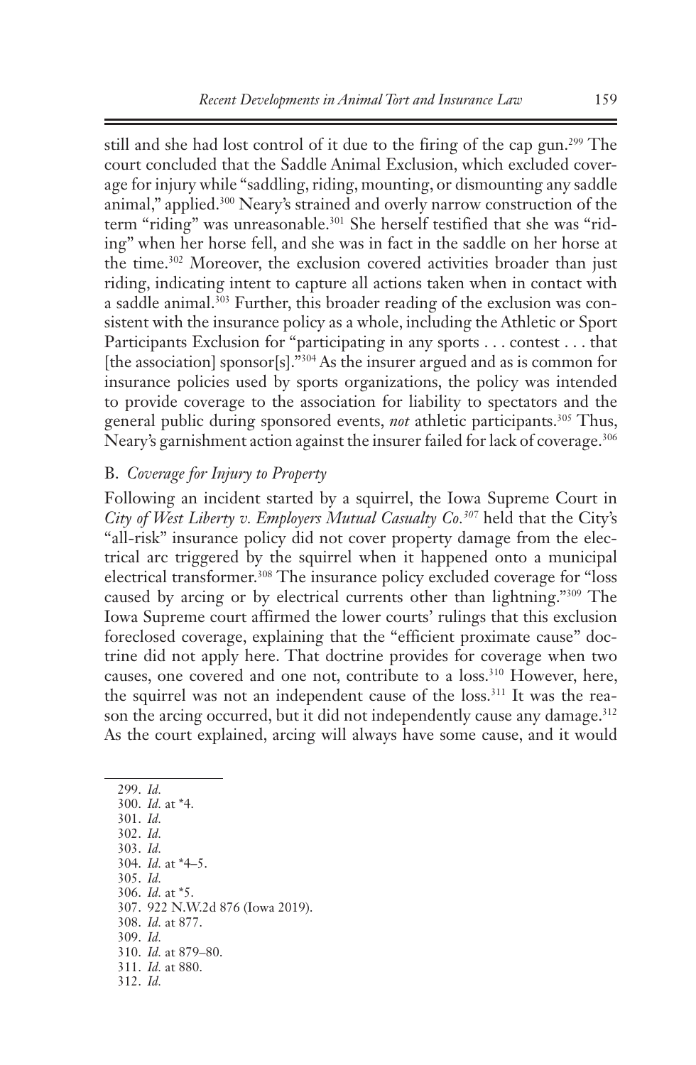still and she had lost control of it due to the firing of the cap gun.[299] The court concluded that the Saddle Animal Exclusion, which excluded coverage for injury while "saddling, riding, mounting, or dismounting any saddle animal," applied.[300] Neary's strained and overly narrow construction of the term "riding" was unreasonable.[301] She herself testified that she was "riding" when her horse fell, and she was in fact in the saddle on her horse at the time.[302] Moreover, the exclusion covered activities broader than just riding, indicating intent to capture all actions taken when in contact with a saddle animal.[303] Further, this broader reading of the exclusion was consistent with the insurance policy as a whole, including the Athletic or Sport Participants Exclusion for "participating in any sports . . . contest . . . that [the association] sponsor[s]."[304] As the insurer argued and as is common for insurance policies used by sports organizations, the policy was intended to provide coverage to the association for liability to spectators and the general public during sponsored events, *not* athletic participants.[305] Thus, Neary's garnishment action against the insurer failed for lack of coverage.[306]

### B. *Coverage for Injury to Property*

Following an incident started by a squirrel, the Iowa Supreme Court in *City of West Liberty v. Employers Mutual Casualty Co.*[307] held that the City's "all-risk" insurance policy did not cover property damage from the electrical arc triggered by the squirrel when it happened onto a municipal electrical transformer.[308] The insurance policy excluded coverage for "loss caused by arcing or by electrical currents other than lightning."[309] The Iowa Supreme court affirmed the lower courts' rulings that this exclusion foreclosed coverage, explaining that the "efficient proximate cause" doctrine did not apply here. That doctrine provides for coverage when two causes, one covered and one not, contribute to a loss.[310] However, here, the squirrel was not an independent cause of the loss.[311] It was the reason the arcing occurred, but it did not independently cause any damage.[312] As the court explained, arcing will always have some cause, and it would

---

299. *Id.*
300. *Id.* at *4.
301. *Id.*
302. *Id.*
303. *Id.*
304. *Id.* at *4–5.
305. *Id.*
306. *Id.* at *5.
307. 922 N.W.2d 876 (Iowa 2019).
308. *Id.* at 877.
309. *Id.*
310. *Id.* at 879–80.
311. *Id.* at 880.
312. *Id.*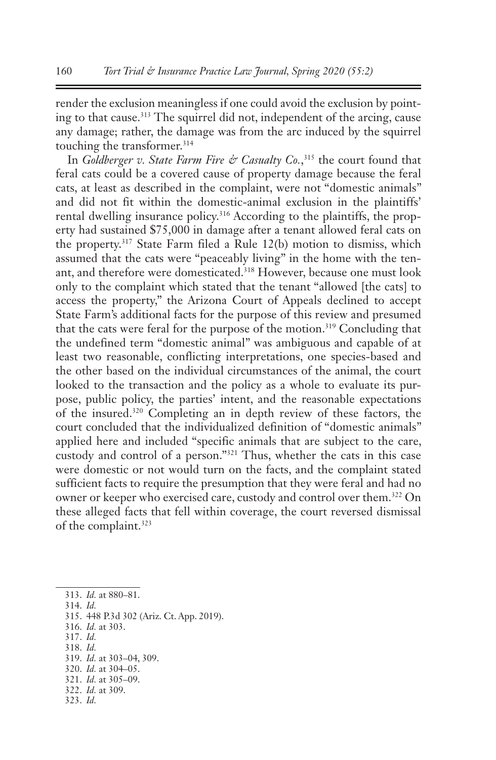render the exclusion meaningless if one could avoid the exclusion by pointing to that cause.[313] The squirrel did not, independent of the arcing, cause any damage; rather, the damage was from the arc induced by the squirrel touching the transformer.[314]

In *Goldberger v. State Farm Fire & Casualty Co.*,[315] the court found that feral cats could be a covered cause of property damage because the feral cats, at least as described in the complaint, were not "domestic animals" and did not fit within the domestic-animal exclusion in the plaintiffs' rental dwelling insurance policy.[316] According to the plaintiffs, the property had sustained $75,000 in damage after a tenant allowed feral cats on the property.[317] State Farm filed a Rule 12(b) motion to dismiss, which assumed that the cats were "peaceably living" in the home with the tenant, and therefore were domesticated.[318] However, because one must look only to the complaint which stated that the tenant "allowed [the cats] to access the property," the Arizona Court of Appeals declined to accept State Farm's additional facts for the purpose of this review and presumed that the cats were feral for the purpose of the motion.[319] Concluding that the undefined term "domestic animal" was ambiguous and capable of at least two reasonable, conflicting interpretations, one species-based and the other based on the individual circumstances of the animal, the court looked to the transaction and the policy as a whole to evaluate its purpose, public policy, the parties' intent, and the reasonable expectations of the insured.[320] Completing an in depth review of these factors, the court concluded that the individualized definition of "domestic animals" applied here and included "specific animals that are subject to the care, custody and control of a person."[321] Thus, whether the cats in this case were domestic or not would turn on the facts, and the complaint stated sufficient facts to require the presumption that they were feral and had no owner or keeper who exercised care, custody and control over them.[322] On these alleged facts that fell within coverage, the court reversed dismissal of the complaint.[323]

---

313. *Id.* at 880–81.
314. *Id.*
315. 448 P.3d 302 (Ariz. Ct. App. 2019).
316. *Id.* at 303.
317. *Id.*
318. *Id.*
319. *Id.* at 303–04, 309.
320. *Id.* at 304–05.
321. *Id.* at 305–09.
322. *Id.* at 309.
323. *Id.*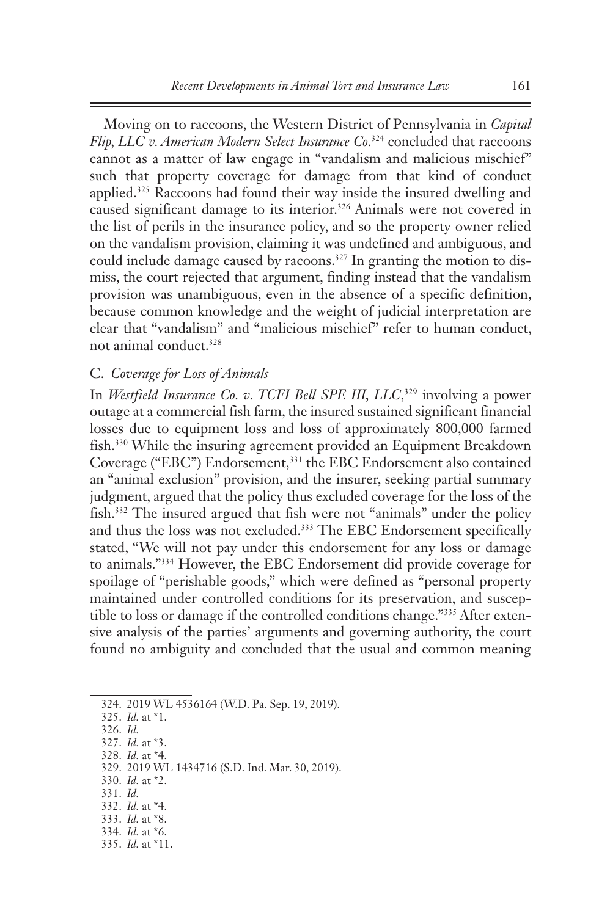Moving on to raccoons, the Western District of Pennsylvania in *Capital Flip, LLC v. American Modern Select Insurance Co.*[324] concluded that raccoons cannot as a matter of law engage in "vandalism and malicious mischief" such that property coverage for damage from that kind of conduct applied.[325] Raccoons had found their way inside the insured dwelling and caused significant damage to its interior.[326] Animals were not covered in the list of perils in the insurance policy, and so the property owner relied on the vandalism provision, claiming it was undefined and ambiguous, and could include damage caused by racoons.[327] In granting the motion to dismiss, the court rejected that argument, finding instead that the vandalism provision was unambiguous, even in the absence of a specific definition, because common knowledge and the weight of judicial interpretation are clear that "vandalism" and "malicious mischief" refer to human conduct, not animal conduct.[328]

### C. *Coverage for Loss of Animals*

In *Westfield Insurance Co. v. TCFI Bell SPE III, LLC*,[329] involving a power outage at a commercial fish farm, the insured sustained significant financial losses due to equipment loss and loss of approximately 800,000 farmed fish.[330] While the insuring agreement provided an Equipment Breakdown Coverage ("EBC") Endorsement,[331] the EBC Endorsement also contained an "animal exclusion" provision, and the insurer, seeking partial summary judgment, argued that the policy thus excluded coverage for the loss of the fish.[332] The insured argued that fish were not "animals" under the policy and thus the loss was not excluded.[333] The EBC Endorsement specifically stated, "We will not pay under this endorsement for any loss or damage to animals."[334] However, the EBC Endorsement did provide coverage for spoilage of "perishable goods," which were defined as "personal property maintained under controlled conditions for its preservation, and susceptible to loss or damage if the controlled conditions change."[335] After extensive analysis of the parties' arguments and governing authority, the court found no ambiguity and concluded that the usual and common meaning

---

324. 2019 WL 4536164 (W.D. Pa. Sep. 19, 2019).
325. *Id.* at *1.
326. *Id.*
327. *Id.* at *3.
328. *Id.* at *4.
329. 2019 WL 1434716 (S.D. Ind. Mar. 30, 2019).
330. *Id.* at *2.
331. *Id.*
332. *Id.* at *4.
333. *Id.* at *8.
334. *Id.* at *6.
335. *Id.* at *11.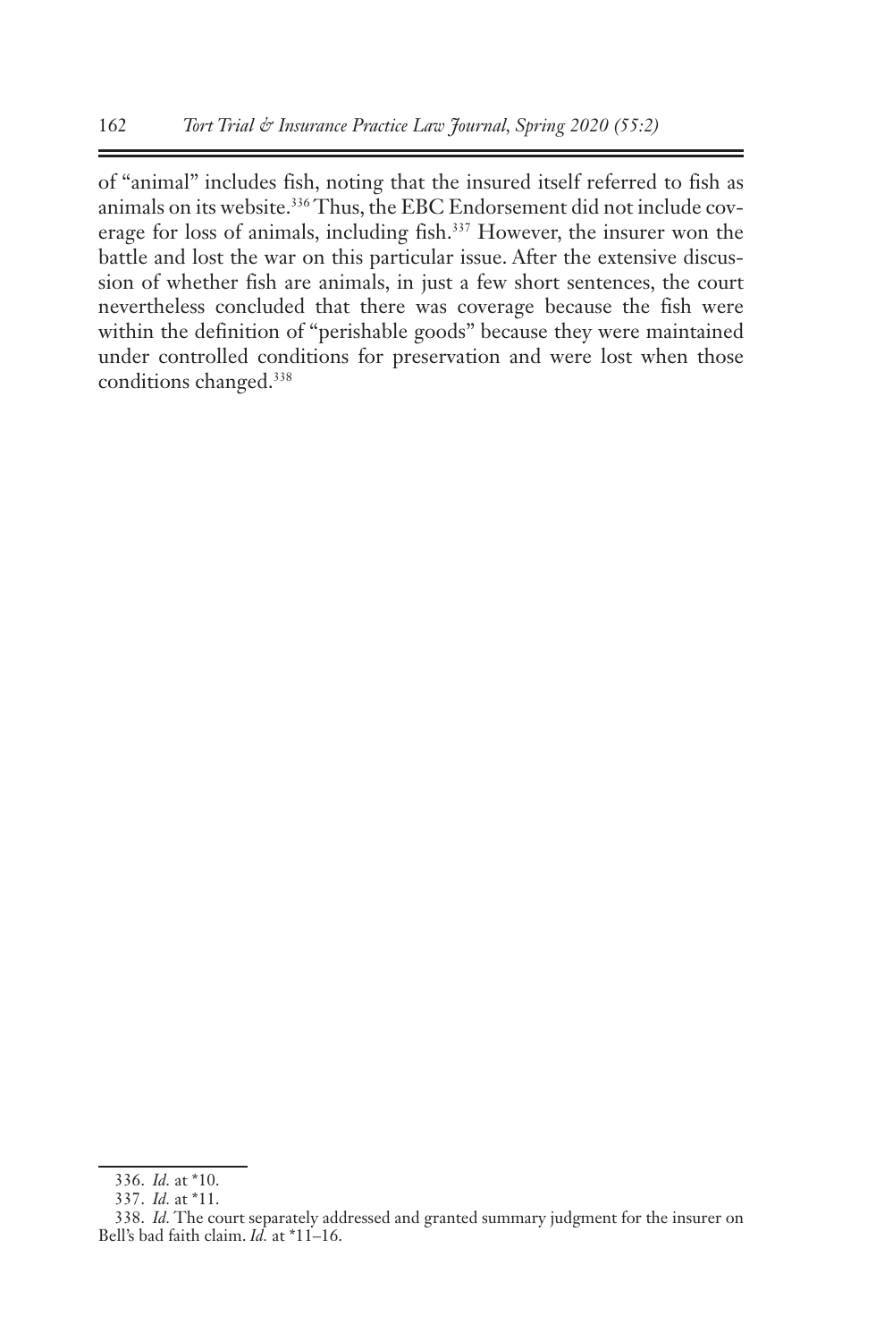of "animal" includes fish, noting that the insured itself referred to fish as animals on its website.[336] Thus, the EBC Endorsement did not include coverage for loss of animals, including fish.[337] However, the insurer won the battle and lost the war on this particular issue. After the extensive discussion of whether fish are animals, in just a few short sentences, the court nevertheless concluded that there was coverage because the fish were within the definition of "perishable goods" because they were maintained under controlled conditions for preservation and were lost when those conditions changed.[338]

---

336. *Id.* at *10.

337. *Id.* at *11.

338. *Id.* The court separately addressed and granted summary judgment for the insurer on Bell's bad faith claim. *Id.* at *11–16.